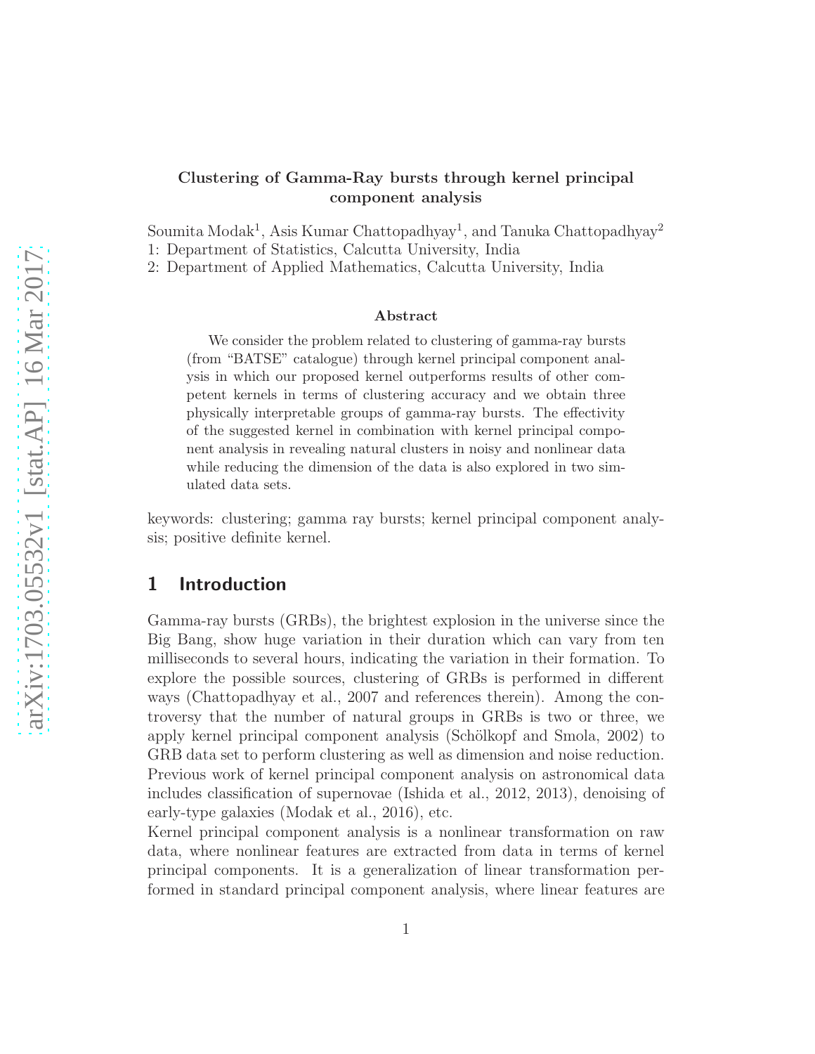# Clustering of Gamma-Ray bursts through kernel principal component analysis

Soumita Modak[1], Asis Kumar Chattopadhyay[1], and Tanuka Chattopadhyay[2]

1: Department of Statistics, Calcutta University, India

2: Department of Applied Mathematics, Calcutta University, India

### Abstract

We consider the problem related to clustering of gamma-ray bursts (from "BATSE" catalogue) through kernel principal component analysis in which our proposed kernel outperforms results of other competent kernels in terms of clustering accuracy and we obtain three physically interpretable groups of gamma-ray bursts. The effectivity of the suggested kernel in combination with kernel principal component analysis in revealing natural clusters in noisy and nonlinear data while reducing the dimension of the data is also explored in two simulated data sets.

keywords: clustering; gamma ray bursts; kernel principal component analysis; positive definite kernel.

## 1 Introduction

Gamma-ray bursts (GRBs), the brightest explosion in the universe since the Big Bang, show huge variation in their duration which can vary from ten milliseconds to several hours, indicating the variation in their formation. To explore the possible sources, clustering of GRBs is performed in different ways (Chattopadhyay et al., 2007 and references therein). Among the controversy that the number of natural groups in GRBs is two or three, we apply kernel principal component analysis (Schölkopf and Smola, 2002) to GRB data set to perform clustering as well as dimension and noise reduction. Previous work of kernel principal component analysis on astronomical data includes classification of supernovae (Ishida et al., 2012, 2013), denoising of early-type galaxies (Modak et al., 2016), etc.

Kernel principal component analysis is a nonlinear transformation on raw data, where nonlinear features are extracted from data in terms of kernel principal components. It is a generalization of linear transformation performed in standard principal component analysis, where linear features are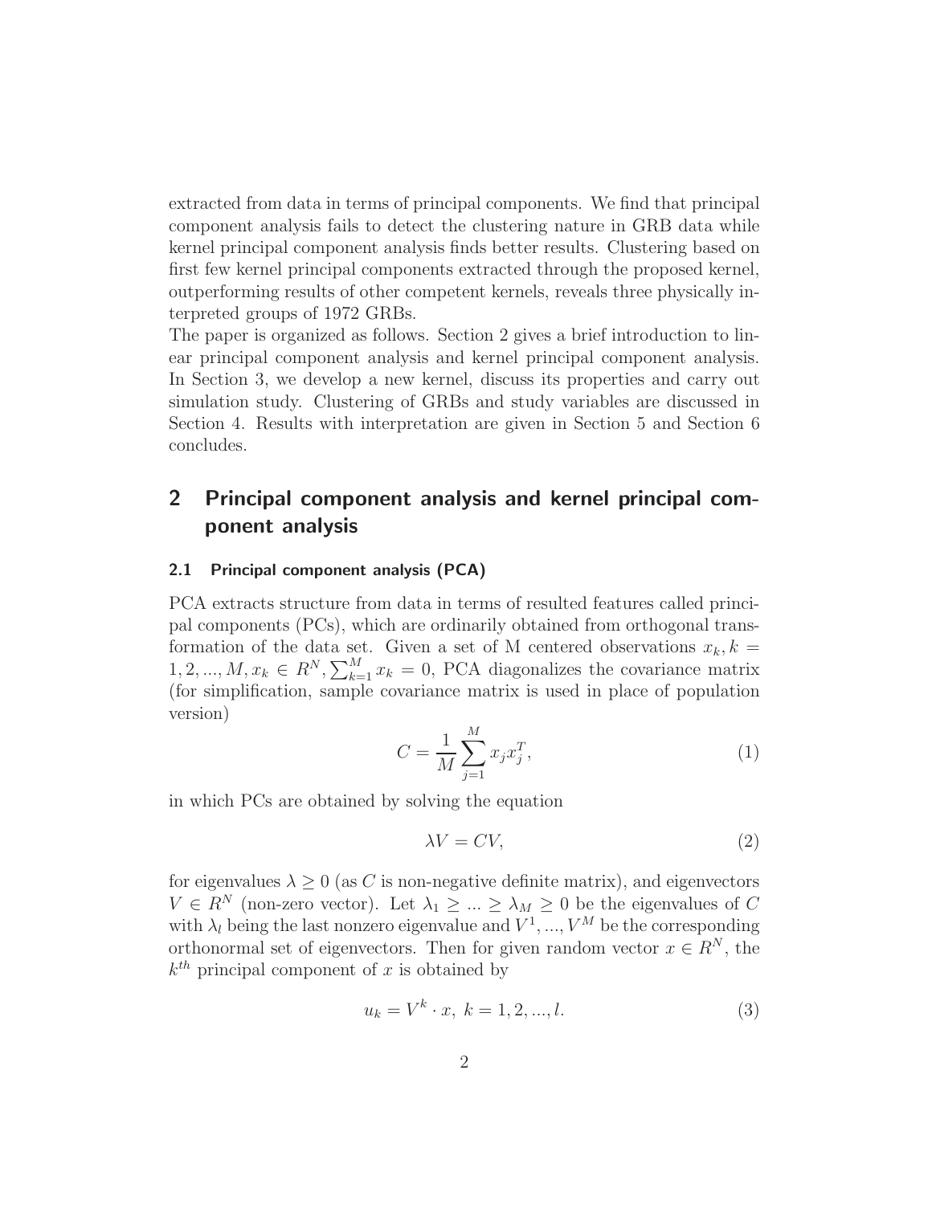extracted from data in terms of principal components. We find that principal component analysis fails to detect the clustering nature in GRB data while kernel principal component analysis finds better results. Clustering based on first few kernel principal components extracted through the proposed kernel, outperforming results of other competent kernels, reveals three physically interpreted groups of 1972 GRBs.

The paper is organized as follows. Section 2 gives a brief introduction to linear principal component analysis and kernel principal component analysis. In Section 3, we develop a new kernel, discuss its properties and carry out simulation study. Clustering of GRBs and study variables are discussed in Section 4. Results with interpretation are given in Section 5 and Section 6 concludes.

## 2 Principal component analysis and kernel principal component analysis

### 2.1 Principal component analysis (PCA)

PCA extracts structure from data in terms of resulted features called principal components (PCs), which are ordinarily obtained from orthogonal transformation of the data set. Given a set of M centered observations $x_k, k = 1, 2, ..., M, x_k \in R^N, \sum_{k=1}^{M} x_k = 0$, PCA diagonalizes the covariance matrix (for simplification, sample covariance matrix is used in place of population version)

$$C = \frac{1}{M}\sum_{j=1}^{M} x_j x_j^T, \tag{1}$$

in which PCs are obtained by solving the equation

$$\lambda V = CV, \tag{2}$$

for eigenvalues $\lambda \geq 0$ (as $C$ is non-negative definite matrix), and eigenvectors $V \in R^N$ (non-zero vector). Let $\lambda_1 \geq ... \geq \lambda_M \geq 0$ be the eigenvalues of $C$ with $\lambda_l$ being the last nonzero eigenvalue and $V^1, ..., V^M$ be the corresponding orthonormal set of eigenvectors. Then for given random vector $x \in R^N$, the $k^{th}$ principal component of $x$ is obtained by

$$u_k = V^k \cdot x, \; k = 1, 2, ..., l. \tag{3}$$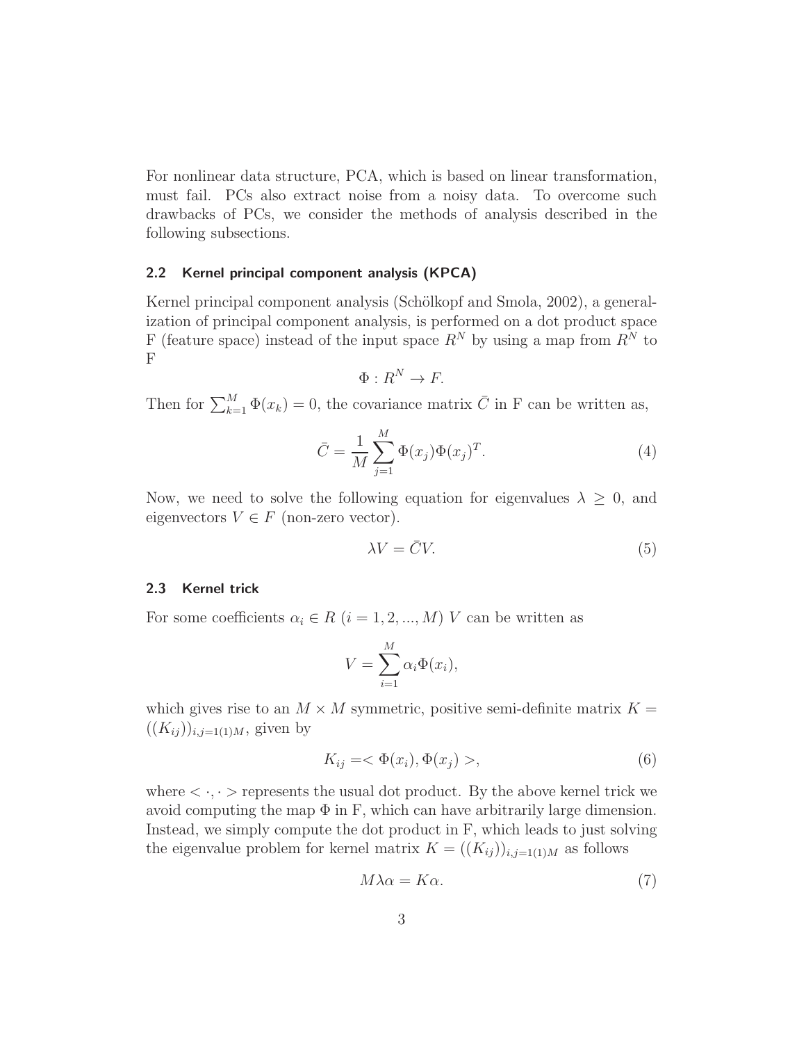For nonlinear data structure, PCA, which is based on linear transformation, must fail. PCs also extract noise from a noisy data. To overcome such drawbacks of PCs, we consider the methods of analysis described in the following subsections.

### 2.2 Kernel principal component analysis (KPCA)

Kernel principal component analysis (Schölkopf and Smola, 2002), a generalization of principal component analysis, is performed on a dot product space F (feature space) instead of the input space $R^N$ by using a map from $R^N$ to F

$$\Phi : R^N \rightarrow F.$$

Then for $\sum_{k=1}^{M} \Phi(x_k) = 0$, the covariance matrix $\bar{C}$ in F can be written as,

$$\bar{C} = \frac{1}{M} \sum_{j=1}^{M} \Phi(x_j)\Phi(x_j)^T. \tag{4}$$

Now, we need to solve the following equation for eigenvalues $\lambda \geq 0$, and eigenvectors $V \in F$ (non-zero vector).

$$\lambda V = \bar{C}V. \tag{5}$$

### 2.3 Kernel trick

For some coefficients $\alpha_i \in R$ $(i = 1, 2, ..., M)$ $V$ can be written as

$$V = \sum_{i=1}^{M} \alpha_i \Phi(x_i),$$

which gives rise to an $M \times M$ symmetric, positive semi-definite matrix $K = ((K_{ij}))_{i,j=1(1)M}$, given by

$$K_{ij} = < \Phi(x_i), \Phi(x_j) >, \tag{6}$$

where $< \cdot, \cdot >$ represents the usual dot product. By the above kernel trick we avoid computing the map $\Phi$ in F, which can have arbitrarily large dimension. Instead, we simply compute the dot product in F, which leads to just solving the eigenvalue problem for kernel matrix $K = ((K_{ij}))_{i,j=1(1)M}$ as follows

$$M\lambda\alpha = K\alpha. \tag{7}$$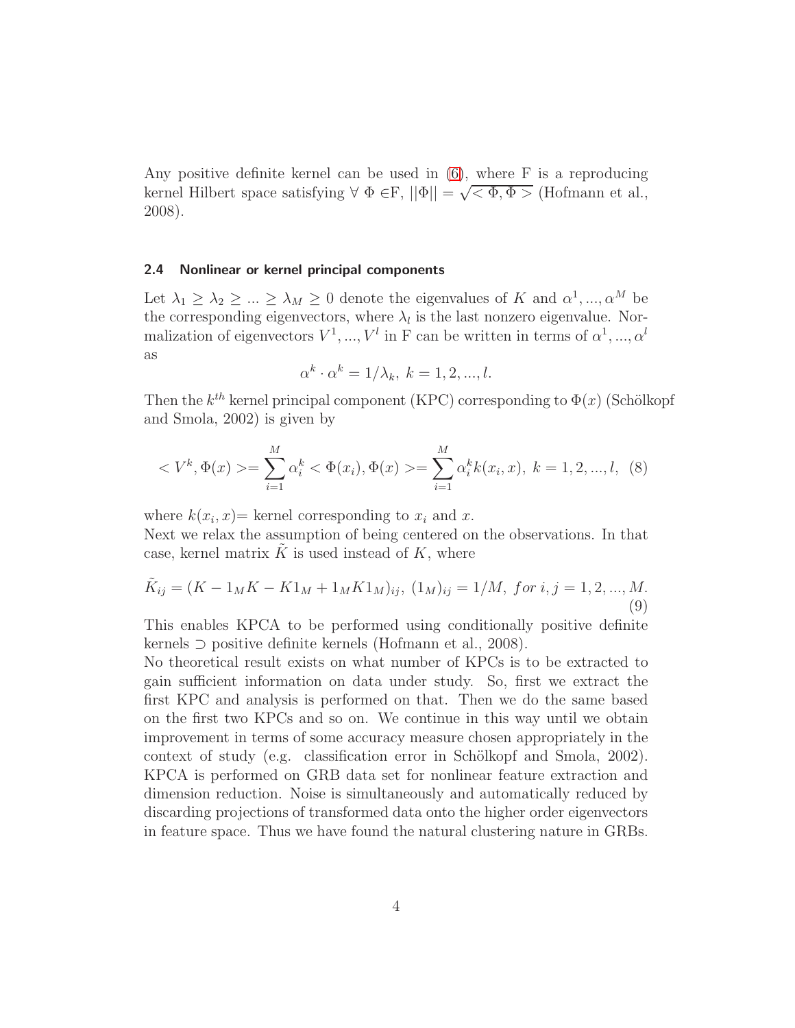Any positive definite kernel can be used in (6), where F is a reproducing kernel Hilbert space satisfying $\forall\ \Phi \in$F, $||\Phi|| = \sqrt{<\Phi, \Phi>}$ (Hofmann et al., 2008).

### 2.4 Nonlinear or kernel principal components

Let $\lambda_1 \geq \lambda_2 \geq ... \geq \lambda_M \geq 0$ denote the eigenvalues of $K$ and $\alpha^1, ..., \alpha^M$ be the corresponding eigenvectors, where $\lambda_l$ is the last nonzero eigenvalue. Normalization of eigenvectors $V^1, ..., V^l$ in F can be written in terms of $\alpha^1, ..., \alpha^l$ as

$$\alpha^k \cdot \alpha^k = 1/\lambda_k,\ k = 1, 2, ..., l.$$

Then the $k^{th}$ kernel principal component (KPC) corresponding to $\Phi(x)$ (Schölkopf and Smola, 2002) is given by

$$< V^k, \Phi(x) >= \sum_{i=1}^{M} \alpha_i^k < \Phi(x_i), \Phi(x) >= \sum_{i=1}^{M} \alpha_i^k k(x_i, x),\ k = 1, 2, ..., l, \quad (8)$$

where $k(x_i, x)$= kernel corresponding to $x_i$ and $x$.
Next we relax the assumption of being centered on the observations. In that case, kernel matrix $\tilde{K}$ is used instead of $K$, where

$$\tilde{K}_{ij} = (K - 1_M K - K 1_M + 1_M K 1_M)_{ij},\ (1_M)_{ij} = 1/M,\ for\ i, j = 1, 2, ..., M. \quad (9)$$

This enables KPCA to be performed using conditionally positive definite kernels $\supset$ positive definite kernels (Hofmann et al., 2008).
No theoretical result exists on what number of KPCs is to be extracted to gain sufficient information on data under study. So, first we extract the first KPC and analysis is performed on that. Then we do the same based on the first two KPCs and so on. We continue in this way until we obtain improvement in terms of some accuracy measure chosen appropriately in the context of study (e.g. classification error in Schölkopf and Smola, 2002). KPCA is performed on GRB data set for nonlinear feature extraction and dimension reduction. Noise is simultaneously and automatically reduced by discarding projections of transformed data onto the higher order eigenvectors in feature space. Thus we have found the natural clustering nature in GRBs.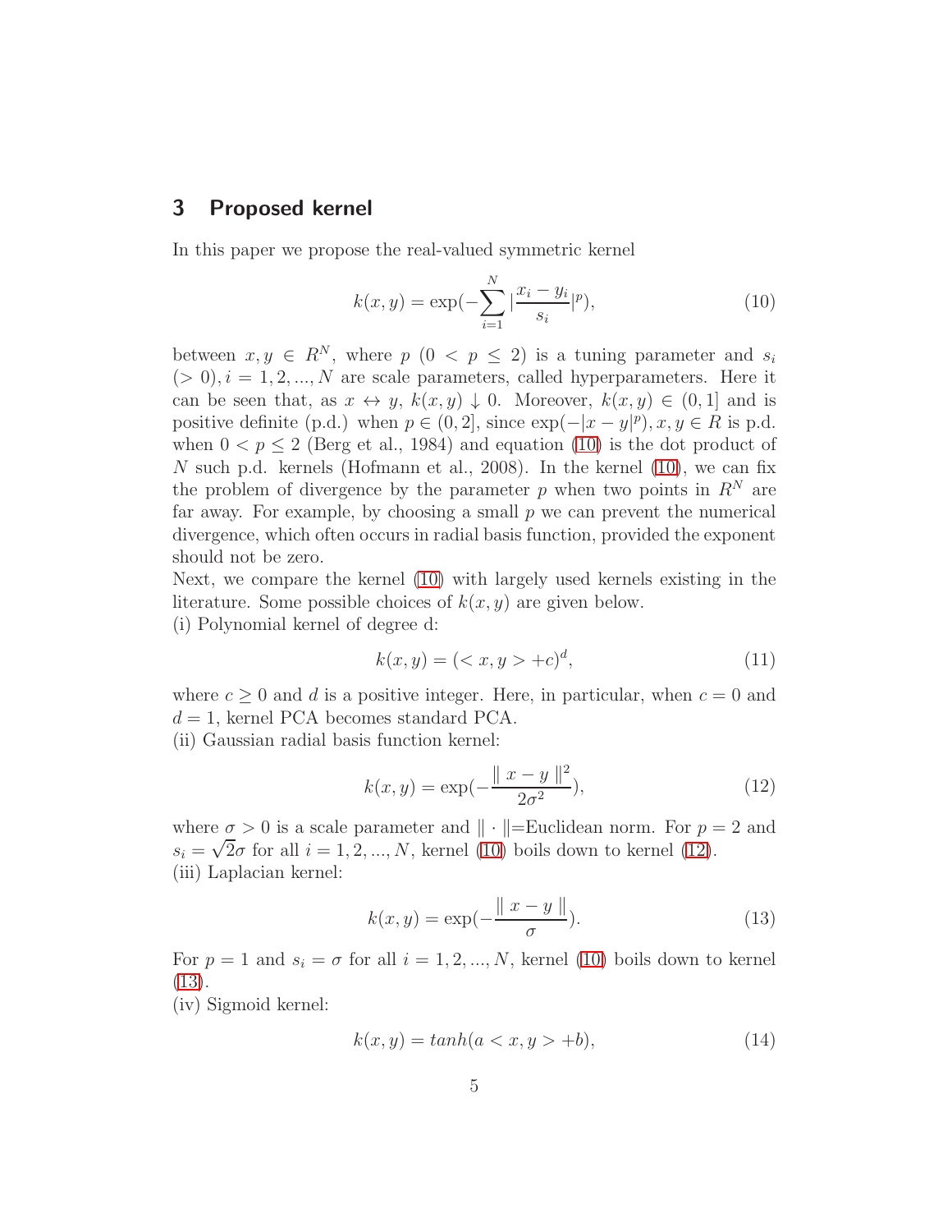## 3 Proposed kernel

In this paper we propose the real-valued symmetric kernel

$$k(x,y) = \exp(-\sum_{i=1}^{N} |\frac{x_i - y_i}{s_i}|^p), \tag{10}$$

between $x, y \in R^N$, where $p$ $(0 < p \leq 2)$ is a tuning parameter and $s_i$ $(> 0), i = 1, 2, ..., N$ are scale parameters, called hyperparameters. Here it can be seen that, as $x \leftrightarrow y$, $k(x,y) \downarrow 0$. Moreover, $k(x,y) \in (0,1]$ and is positive definite (p.d.) when $p \in (0,2]$, since $\exp(-|x-y|^p), x, y \in R$ is p.d. when $0 < p \leq 2$ (Berg et al., 1984) and equation (10) is the dot product of $N$ such p.d. kernels (Hofmann et al., 2008). In the kernel (10), we can fix the problem of divergence by the parameter $p$ when two points in $R^N$ are far away. For example, by choosing a small $p$ we can prevent the numerical divergence, which often occurs in radial basis function, provided the exponent should not be zero.
Next, we compare the kernel (10) with largely used kernels existing in the literature. Some possible choices of $k(x,y)$ are given below.
(i) Polynomial kernel of degree d:

$$k(x,y) = (< x, y > +c)^d, \tag{11}$$

where $c \geq 0$ and $d$ is a positive integer. Here, in particular, when $c = 0$ and $d = 1$, kernel PCA becomes standard PCA.
(ii) Gaussian radial basis function kernel:

$$k(x,y) = \exp(-\frac{\parallel x - y \parallel^2}{2\sigma^2}), \tag{12}$$

where $\sigma > 0$ is a scale parameter and $\parallel \cdot \parallel$=Euclidean norm. For $p = 2$ and $s_i = \sqrt{2}\sigma$ for all $i = 1, 2, ..., N$, kernel (10) boils down to kernel (12).
(iii) Laplacian kernel:

$$k(x,y) = \exp(-\frac{\parallel x - y \parallel}{\sigma}). \tag{13}$$

For $p = 1$ and $s_i = \sigma$ for all $i = 1, 2, ..., N$, kernel (10) boils down to kernel (13).
(iv) Sigmoid kernel:

$$k(x,y) = tanh(a < x, y > +b), \tag{14}$$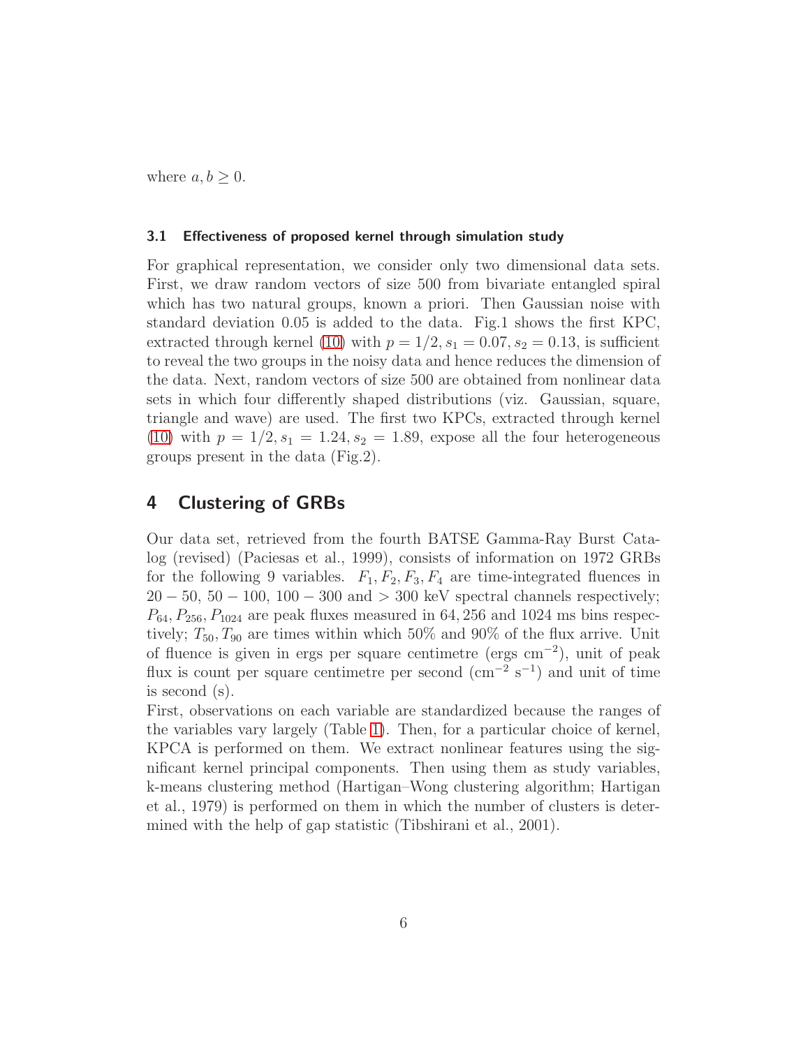where $a, b \geq 0$.

### 3.1 Effectiveness of proposed kernel through simulation study

For graphical representation, we consider only two dimensional data sets. First, we draw random vectors of size 500 from bivariate entangled spiral which has two natural groups, known a priori. Then Gaussian noise with standard deviation 0.05 is added to the data. Fig.1 shows the first KPC, extracted through kernel (10) with $p = 1/2, s_1 = 0.07, s_2 = 0.13$, is sufficient to reveal the two groups in the noisy data and hence reduces the dimension of the data. Next, random vectors of size 500 are obtained from nonlinear data sets in which four differently shaped distributions (viz. Gaussian, square, triangle and wave) are used. The first two KPCs, extracted through kernel (10) with $p = 1/2, s_1 = 1.24, s_2 = 1.89$, expose all the four heterogeneous groups present in the data (Fig.2).

## 4 Clustering of GRBs

Our data set, retrieved from the fourth BATSE Gamma-Ray Burst Catalog (revised) (Paciesas et al., 1999), consists of information on 1972 GRBs for the following 9 variables. $F_1, F_2, F_3, F_4$ are time-integrated fluences in $20-50$, $50-100$, $100-300$ and $>300$ keV spectral channels respectively; $P_{64}, P_{256}, P_{1024}$ are peak fluxes measured in $64, 256$ and $1024$ ms bins respectively; $T_{50}, T_{90}$ are times within which 50% and 90% of the flux arrive. Unit of fluence is given in ergs per square centimetre (ergs $\text{cm}^{-2}$), unit of peak flux is count per square centimetre per second ($\text{cm}^{-2}\ \text{s}^{-1}$) and unit of time is second (s).

First, observations on each variable are standardized because the ranges of the variables vary largely (Table 1). Then, for a particular choice of kernel, KPCA is performed on them. We extract nonlinear features using the significant kernel principal components. Then using them as study variables, k-means clustering method (Hartigan–Wong clustering algorithm; Hartigan et al., 1979) is performed on them in which the number of clusters is determined with the help of gap statistic (Tibshirani et al., 2001).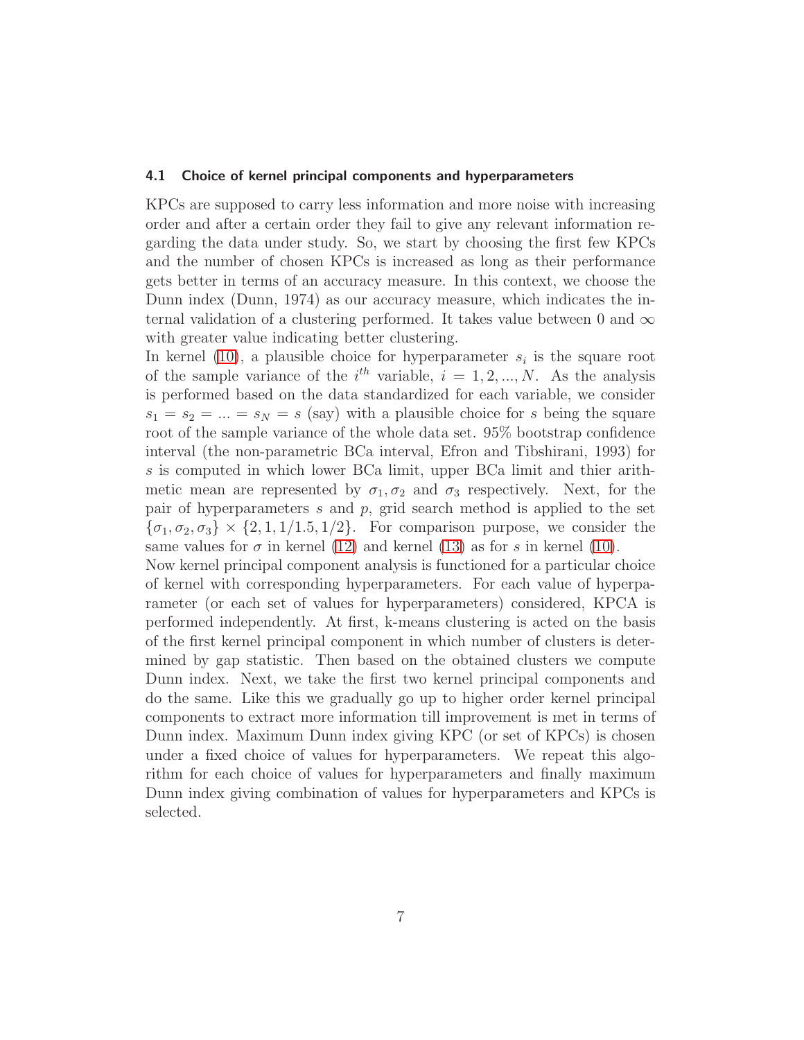### 4.1 Choice of kernel principal components and hyperparameters

KPCs are supposed to carry less information and more noise with increasing order and after a certain order they fail to give any relevant information regarding the data under study. So, we start by choosing the first few KPCs and the number of chosen KPCs is increased as long as their performance gets better in terms of an accuracy measure. In this context, we choose the Dunn index (Dunn, 1974) as our accuracy measure, which indicates the internal validation of a clustering performed. It takes value between 0 and $\infty$ with greater value indicating better clustering.

In kernel (10), a plausible choice for hyperparameter $s_i$ is the square root of the sample variance of the $i^{th}$ variable, $i = 1, 2, ..., N$. As the analysis is performed based on the data standardized for each variable, we consider $s_1 = s_2 = ... = s_N = s$ (say) with a plausible choice for $s$ being the square root of the sample variance of the whole data set. 95% bootstrap confidence interval (the non-parametric BCa interval, Efron and Tibshirani, 1993) for $s$ is computed in which lower BCa limit, upper BCa limit and thier arithmetic mean are represented by $\sigma_1, \sigma_2$ and $\sigma_3$ respectively. Next, for the pair of hyperparameters $s$ and $p$, grid search method is applied to the set $\{\sigma_1, \sigma_2, \sigma_3\} \times \{2, 1, 1/1.5, 1/2\}$. For comparison purpose, we consider the same values for $\sigma$ in kernel (12) and kernel (13) as for $s$ in kernel (10).

Now kernel principal component analysis is functioned for a particular choice of kernel with corresponding hyperparameters. For each value of hyperparameter (or each set of values for hyperparameters) considered, KPCA is performed independently. At first, k-means clustering is acted on the basis of the first kernel principal component in which number of clusters is determined by gap statistic. Then based on the obtained clusters we compute Dunn index. Next, we take the first two kernel principal components and do the same. Like this we gradually go up to higher order kernel principal components to extract more information till improvement is met in terms of Dunn index. Maximum Dunn index giving KPC (or set of KPCs) is chosen under a fixed choice of values for hyperparameters. We repeat this algorithm for each choice of values for hyperparameters and finally maximum Dunn index giving combination of values for hyperparameters and KPCs is selected.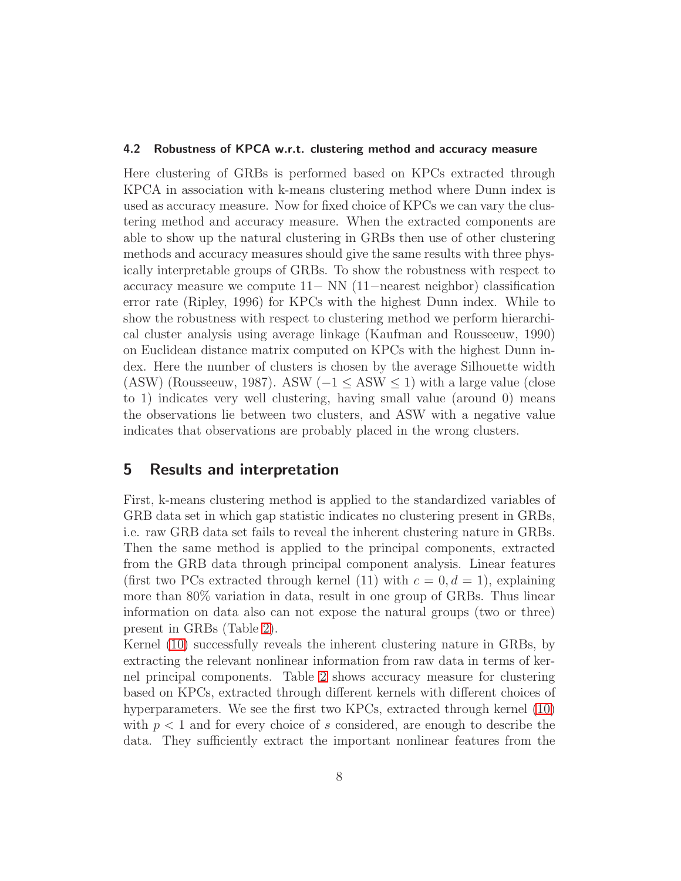### 4.2 Robustness of KPCA w.r.t. clustering method and accuracy measure

Here clustering of GRBs is performed based on KPCs extracted through KPCA in association with k-means clustering method where Dunn index is used as accuracy measure. Now for fixed choice of KPCs we can vary the clustering method and accuracy measure. When the extracted components are able to show up the natural clustering in GRBs then use of other clustering methods and accuracy measures should give the same results with three physically interpretable groups of GRBs. To show the robustness with respect to accuracy measure we compute $11-$ NN ($11-$nearest neighbor) classification error rate (Ripley, 1996) for KPCs with the highest Dunn index. While to show the robustness with respect to clustering method we perform hierarchical cluster analysis using average linkage (Kaufman and Rousseeuw, 1990) on Euclidean distance matrix computed on KPCs with the highest Dunn index. Here the number of clusters is chosen by the average Silhouette width (ASW) (Rousseeuw, 1987). ASW ($-1 \leq \text{ASW} \leq 1$) with a large value (close to 1) indicates very well clustering, having small value (around 0) means the observations lie between two clusters, and ASW with a negative value indicates that observations are probably placed in the wrong clusters.

## 5 Results and interpretation

First, k-means clustering method is applied to the standardized variables of GRB data set in which gap statistic indicates no clustering present in GRBs, i.e. raw GRB data set fails to reveal the inherent clustering nature in GRBs. Then the same method is applied to the principal components, extracted from the GRB data through principal component analysis. Linear features (first two PCs extracted through kernel (11) with $c = 0, d = 1$), explaining more than 80% variation in data, result in one group of GRBs. Thus linear information on data also can not expose the natural groups (two or three) present in GRBs (Table 2).

Kernel (10) successfully reveals the inherent clustering nature in GRBs, by extracting the relevant nonlinear information from raw data in terms of kernel principal components. Table 2 shows accuracy measure for clustering based on KPCs, extracted through different kernels with different choices of hyperparameters. We see the first two KPCs, extracted through kernel (10) with $p < 1$ and for every choice of $s$ considered, are enough to describe the data. They sufficiently extract the important nonlinear features from the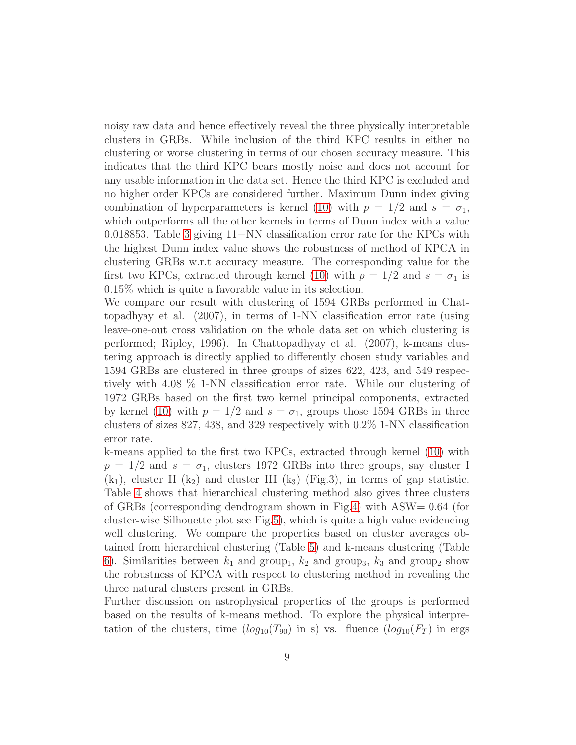noisy raw data and hence effectively reveal the three physically interpretable clusters in GRBs. While inclusion of the third KPC results in either no clustering or worse clustering in terms of our chosen accuracy measure. This indicates that the third KPC bears mostly noise and does not account for any usable information in the data set. Hence the third KPC is excluded and no higher order KPCs are considered further. Maximum Dunn index giving combination of hyperparameters is kernel (10) with $p = 1/2$ and $s = \sigma_1$, which outperforms all the other kernels in terms of Dunn index with a value 0.018853. Table 3 giving 11−NN classification error rate for the KPCs with the highest Dunn index value shows the robustness of method of KPCA in clustering GRBs w.r.t accuracy measure. The corresponding value for the first two KPCs, extracted through kernel (10) with $p = 1/2$ and $s = \sigma_1$ is 0.15% which is quite a favorable value in its selection.

We compare our result with clustering of 1594 GRBs performed in Chattopadhyay et al. (2007), in terms of 1-NN classification error rate (using leave-one-out cross validation on the whole data set on which clustering is performed; Ripley, 1996). In Chattopadhyay et al. (2007), k-means clustering approach is directly applied to differently chosen study variables and 1594 GRBs are clustered in three groups of sizes 622, 423, and 549 respectively with 4.08 % 1-NN classification error rate. While our clustering of 1972 GRBs based on the first two kernel principal components, extracted by kernel (10) with $p = 1/2$ and $s = \sigma_1$, groups those 1594 GRBs in three clusters of sizes 827, 438, and 329 respectively with 0.2% 1-NN classification error rate.

k-means applied to the first two KPCs, extracted through kernel (10) with $p = 1/2$ and $s = \sigma_1$, clusters 1972 GRBs into three groups, say cluster I ($k_1$), cluster II ($k_2$) and cluster III ($k_3$) (Fig.3), in terms of gap statistic. Table 4 shows that hierarchical clustering method also gives three clusters of GRBs (corresponding dendrogram shown in Fig.4) with ASW= 0.64 (for cluster-wise Silhouette plot see Fig.5), which is quite a high value evidencing well clustering. We compare the properties based on cluster averages obtained from hierarchical clustering (Table 5) and k-means clustering (Table 6). Similarities between $k_1$ and group$_1$, $k_2$ and group$_3$, $k_3$ and group$_2$ show the robustness of KPCA with respect to clustering method in revealing the three natural clusters present in GRBs.

Further discussion on astrophysical properties of the groups is performed based on the results of k-means method. To explore the physical interpretation of the clusters, time ($log_{10}(T_{90})$ in s) vs. fluence ($log_{10}(F_T)$ in ergs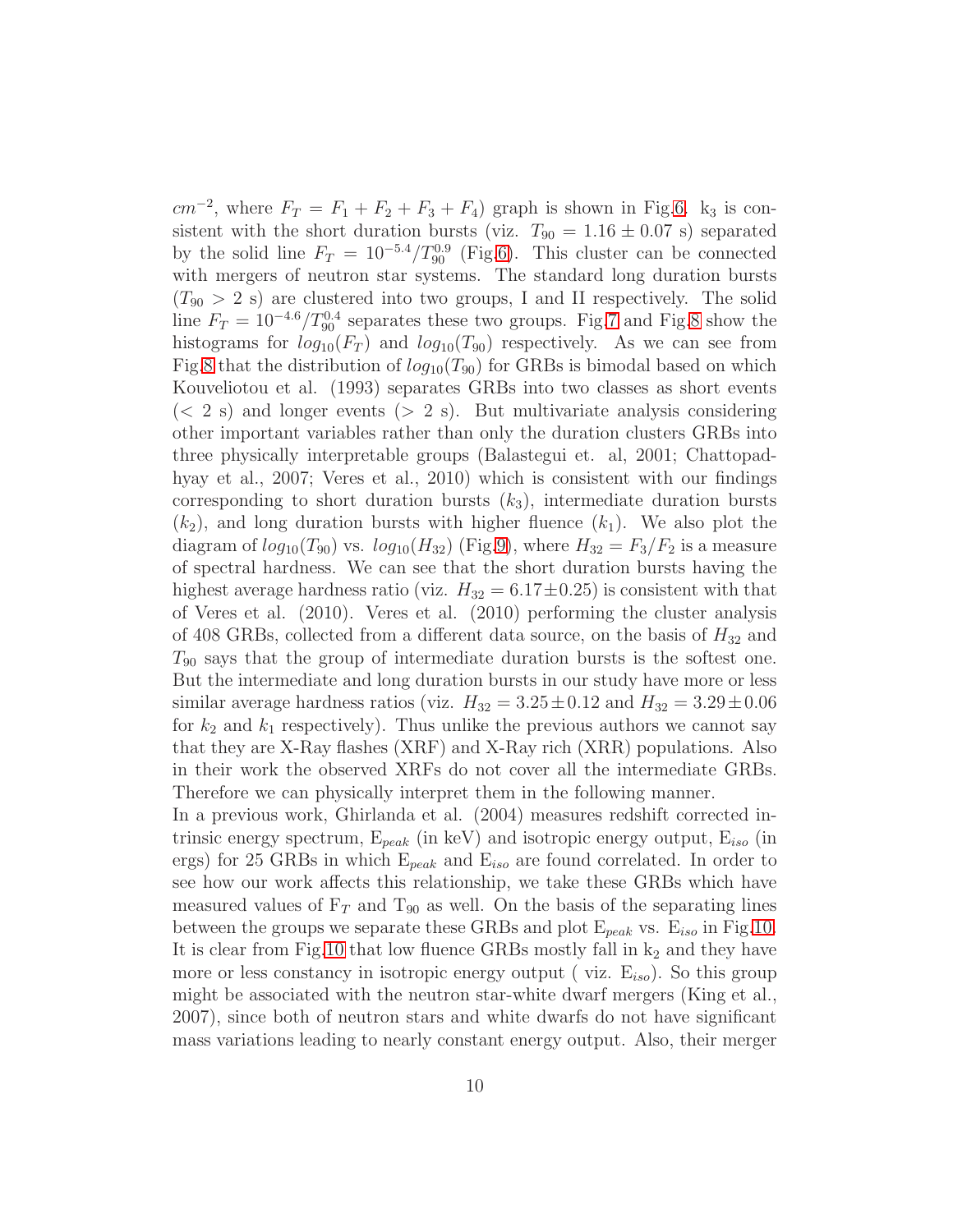$cm^{-2}$, where $F_T = F_1 + F_2 + F_3 + F_4$) graph is shown in Fig.6. $k_3$ is consistent with the short duration bursts (viz. $T_{90} = 1.16 \pm 0.07$ s) separated by the solid line $F_T = 10^{-5.4}/T_{90}^{0.9}$ (Fig.6). This cluster can be connected with mergers of neutron star systems. The standard long duration bursts ($T_{90} > 2$ s) are clustered into two groups, I and II respectively. The solid line $F_T = 10^{-4.6}/T_{90}^{0.4}$ separates these two groups. Fig.7 and Fig.8 show the histograms for $log_{10}(F_T)$ and $log_{10}(T_{90})$ respectively. As we can see from Fig.8 that the distribution of $log_{10}(T_{90})$ for GRBs is bimodal based on which Kouveliotou et al. (1993) separates GRBs into two classes as short events ($< 2$ s) and longer events ($> 2$ s). But multivariate analysis considering other important variables rather than only the duration clusters GRBs into three physically interpretable groups (Balastegui et. al, 2001; Chattopadhyay et al., 2007; Veres et al., 2010) which is consistent with our findings corresponding to short duration bursts ($k_3$), intermediate duration bursts ($k_2$), and long duration bursts with higher fluence ($k_1$). We also plot the diagram of $log_{10}(T_{90})$ vs. $log_{10}(H_{32})$ (Fig.9), where $H_{32} = F_3/F_2$ is a measure of spectral hardness. We can see that the short duration bursts having the highest average hardness ratio (viz. $H_{32} = 6.17 \pm 0.25$) is consistent with that of Veres et al. (2010). Veres et al. (2010) performing the cluster analysis of 408 GRBs, collected from a different data source, on the basis of $H_{32}$ and $T_{90}$ says that the group of intermediate duration bursts is the softest one. But the intermediate and long duration bursts in our study have more or less similar average hardness ratios (viz. $H_{32} = 3.25 \pm 0.12$ and $H_{32} = 3.29 \pm 0.06$ for $k_2$ and $k_1$ respectively). Thus unlike the previous authors we cannot say that they are X-Ray flashes (XRF) and X-Ray rich (XRR) populations. Also in their work the observed XRFs do not cover all the intermediate GRBs. Therefore we can physically interpret them in the following manner.

In a previous work, Ghirlanda et al. (2004) measures redshift corrected intrinsic energy spectrum, $E_{peak}$ (in keV) and isotropic energy output, $E_{iso}$ (in ergs) for 25 GRBs in which $E_{peak}$ and $E_{iso}$ are found correlated. In order to see how our work affects this relationship, we take these GRBs which have measured values of $F_T$ and $T_{90}$ as well. On the basis of the separating lines between the groups we separate these GRBs and plot $E_{peak}$ vs. $E_{iso}$ in Fig.10. It is clear from Fig.10 that low fluence GRBs mostly fall in $k_2$ and they have more or less constancy in isotropic energy output ( viz. $E_{iso}$). So this group might be associated with the neutron star-white dwarf mergers (King et al., 2007), since both of neutron stars and white dwarfs do not have significant mass variations leading to nearly constant energy output. Also, their merger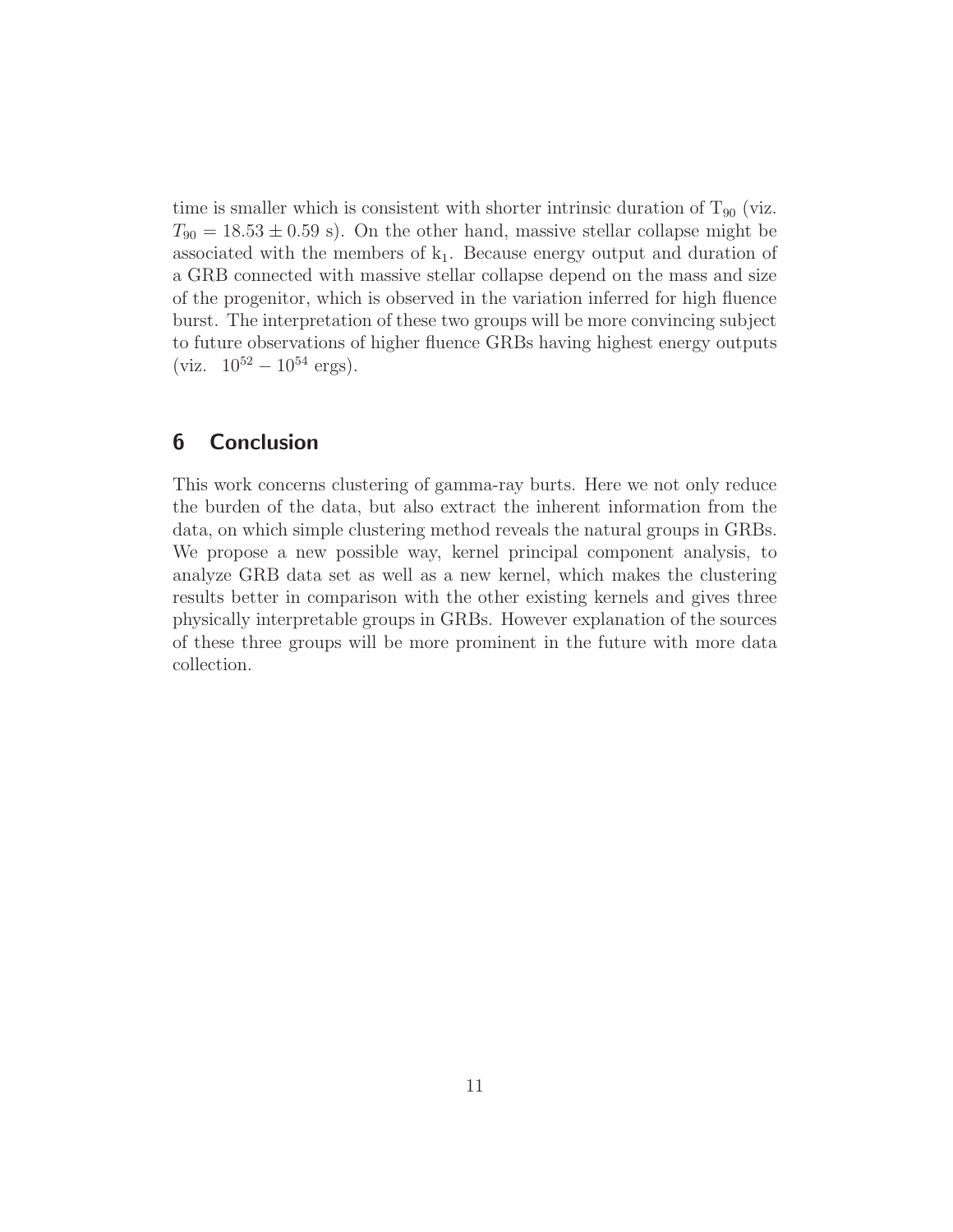time is smaller which is consistent with shorter intrinsic duration of $T_{90}$ (viz. $T_{90} = 18.53 \pm 0.59$ s). On the other hand, massive stellar collapse might be associated with the members of $k_1$. Because energy output and duration of a GRB connected with massive stellar collapse depend on the mass and size of the progenitor, which is observed in the variation inferred for high fluence burst. The interpretation of these two groups will be more convincing subject to future observations of higher fluence GRBs having highest energy outputs (viz. $10^{52} - 10^{54}$ ergs).

## 6 Conclusion

This work concerns clustering of gamma-ray burts. Here we not only reduce the burden of the data, but also extract the inherent information from the data, on which simple clustering method reveals the natural groups in GRBs. We propose a new possible way, kernel principal component analysis, to analyze GRB data set as well as a new kernel, which makes the clustering results better in comparison with the other existing kernels and gives three physically interpretable groups in GRBs. However explanation of the sources of these three groups will be more prominent in the future with more data collection.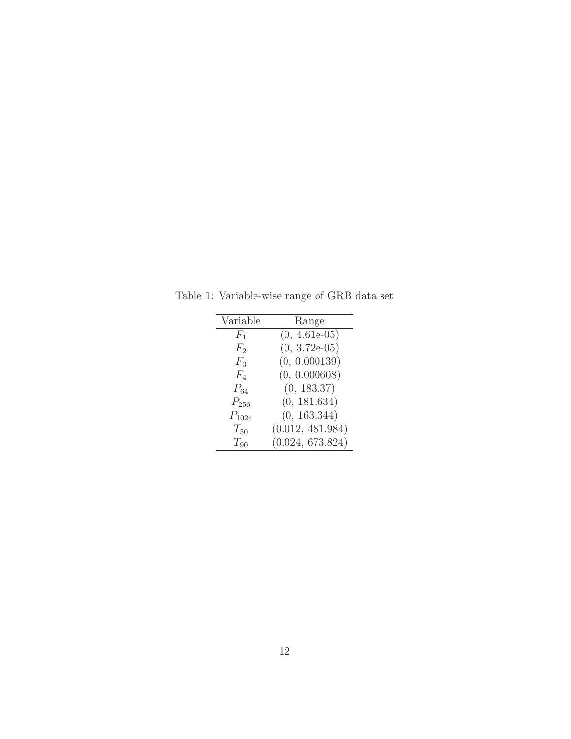Table 1: Variable-wise range of GRB data set

| Variable | Range |
|---|---|
| $F_1$ | (0, 4.61e-05) |
| $F_2$ | (0, 3.72e-05) |
| $F_3$ | (0, 0.000139) |
| $F_4$ | (0, 0.000608) |
| $P_{64}$ | (0, 183.37) |
| $P_{256}$ | (0, 181.634) |
| $P_{1024}$ | (0, 163.344) |
| $T_{50}$ | (0.012, 481.984) |
| $T_{90}$ | (0.024, 673.824) |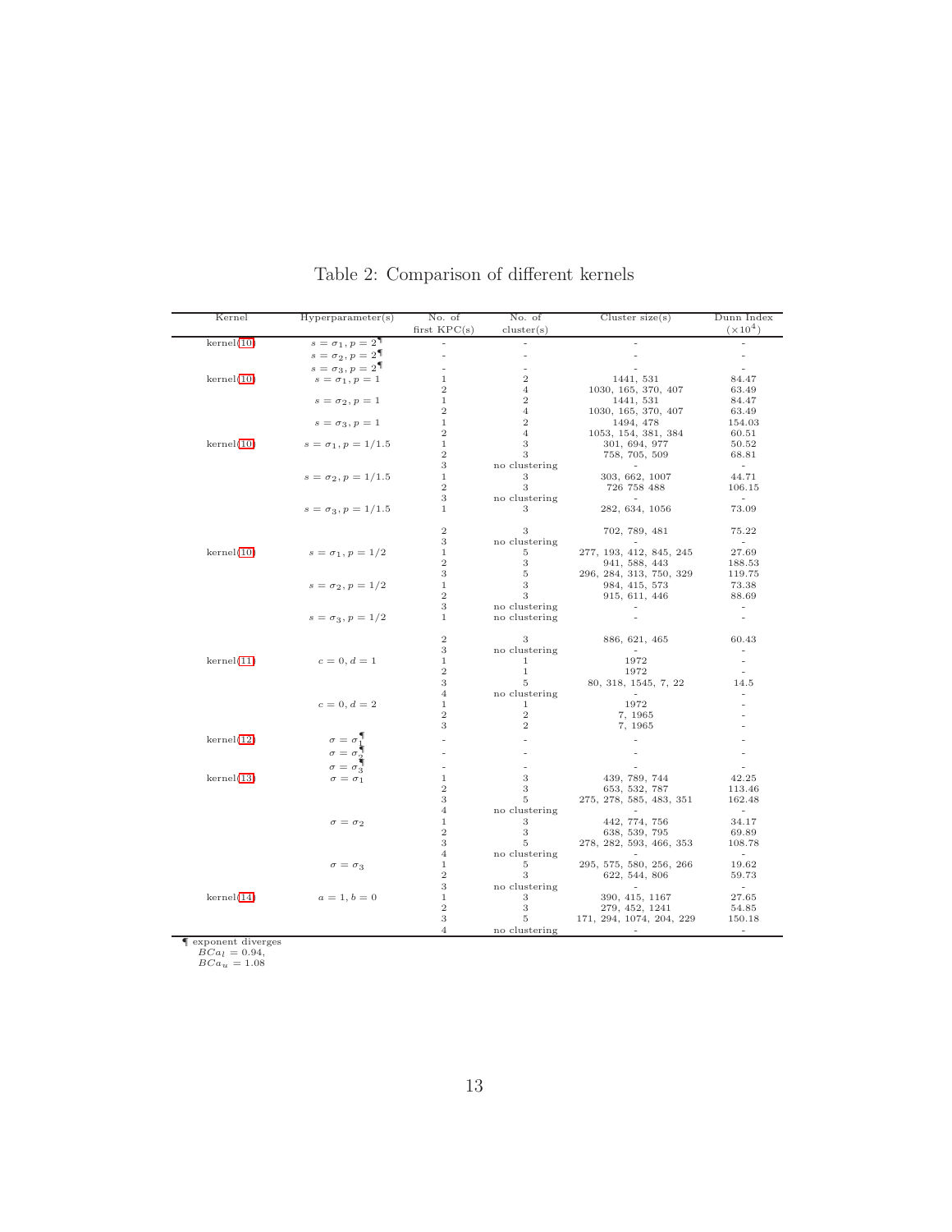Table 2: Comparison of different kernels

| Kernel | Hyperparameter(s) | No. of first KPC(s) | No. of cluster(s) | Cluster size(s) | Dunn Index ($\times 10^4$) |
|---|---|---|---|---|---|
| kernel(10) | $s = \sigma_1, p = 2$¶ | - | - | - | - |
| | $s = \sigma_2, p = 2$¶ | - | - | - | - |
| | $s = \sigma_3, p = 2$¶ | - | - | - | - |
| kernel(10) | $s = \sigma_1, p = 1$ | 1 | 2 | 1441, 531 | 84.47 |
| | | 2 | 4 | 1030, 165, 370, 407 | 63.49 |
| | $s = \sigma_2, p = 1$ | 1 | 2 | 1441, 531 | 84.47 |
| | | 2 | 4 | 1030, 165, 370, 407 | 63.49 |
| | $s = \sigma_3, p = 1$ | 1 | 2 | 1494, 478 | 154.03 |
| | | 2 | 4 | 1053, 154, 381, 384 | 60.51 |
| kernel(10) | $s = \sigma_1, p = 1/1.5$ | 1 | 3 | 301, 694, 977 | 50.52 |
| | | 2 | 3 | 758, 705, 509 | 68.81 |
| | | 3 | no clustering | - | - |
| | $s = \sigma_2, p = 1/1.5$ | 1 | 3 | 303, 662, 1007 | 44.71 |
| | | 2 | 3 | 726 758 488 | 106.15 |
| | | 3 | no clustering | - | - |
| | $s = \sigma_3, p = 1/1.5$ | 1 | 3 | 282, 634, 1056 | 73.09 |
| | | 2 | 3 | 702, 789, 481 | 75.22 |
| | | 3 | no clustering | - | - |
| kernel(10) | $s = \sigma_1, p = 1/2$ | 1 | 5 | 277, 193, 412, 845, 245 | 27.69 |
| | | 2 | 3 | 941, 588, 443 | 188.53 |
| | | 3 | 5 | 296, 284, 313, 750, 329 | 119.75 |
| | $s = \sigma_2, p = 1/2$ | 1 | 3 | 984, 415, 573 | 73.38 |
| | | 2 | 3 | 915, 611, 446 | 88.69 |
| | | 3 | no clustering | - | - |
| | $s = \sigma_3, p = 1/2$ | 1 | no clustering | - | - |
| | | 2 | 3 | 886, 621, 465 | 60.43 |
| | | 3 | no clustering | - | - |
| kernel(11) | $c = 0, d = 1$ | 1 | 1 | 1972 | - |
| | | 2 | 1 | 1972 | - |
| | | 3 | 5 | 80, 318, 1545, 7, 22 | 14.5 |
| | | 4 | no clustering | - | - |
| | $c = 0, d = 2$ | 1 | 1 | 1972 | - |
| | | 2 | 2 | 7, 1965 | - |
| | | 3 | 2 | 7, 1965 | - |
| kernel(12) | $\sigma = \sigma_1$¶ | - | - | - | - |
| | $\sigma = \sigma_2$¶ | - | - | - | - |
| | $\sigma = \sigma_3$¶ | - | - | - | - |
| kernel(13) | $\sigma = \sigma_1$ | 1 | 3 | 439, 789, 744 | 42.25 |
| | | 2 | 3 | 653, 532, 787 | 113.46 |
| | | 3 | 5 | 275, 278, 585, 483, 351 | 162.48 |
| | | 4 | no clustering | - | - |
| | $\sigma = \sigma_2$ | 1 | 3 | 442, 774, 756 | 34.17 |
| | | 2 | 3 | 638, 539, 795 | 69.89 |
| | | 3 | 5 | 278, 282, 593, 466, 353 | 108.78 |
| | | 4 | no clustering | - | - |
| | $\sigma = \sigma_3$ | 1 | 5 | 295, 575, 580, 256, 266 | 19.62 |
| | | 2 | 3 | 622, 544, 806 | 59.73 |
| | | 3 | no clustering | - | - |
| kernel(14) | $a = 1, b = 0$ | 1 | 3 | 390, 415, 1167 | 27.65 |
| | | 2 | 3 | 279, 452, 1241 | 54.85 |
| | | 3 | 5 | 171, 294, 1074, 204, 229 | 150.18 |
| | | 4 | no clustering | - | - |

¶ exponent diverges
$BCa_l = 0.94$,
$BCa_u = 1.08$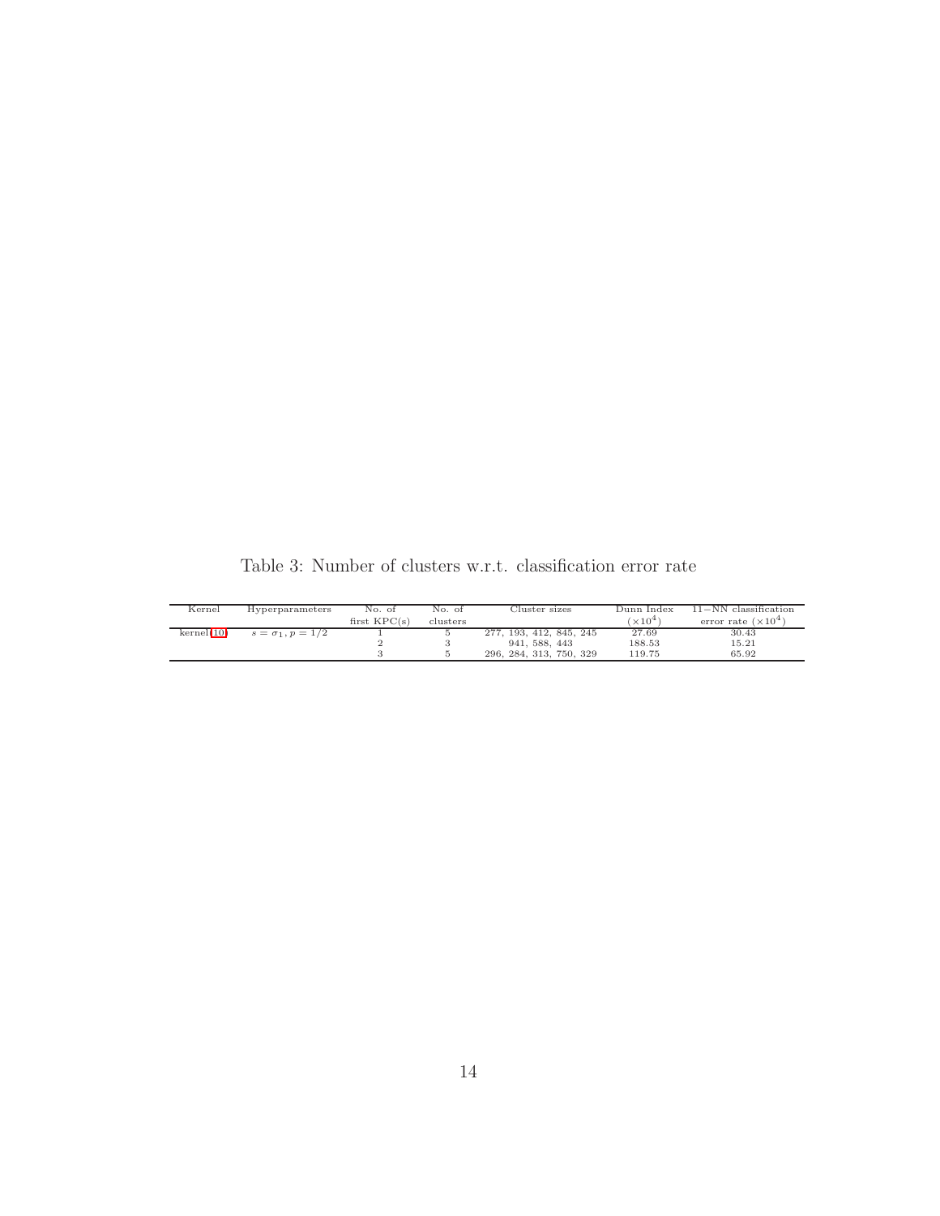Table 3: Number of clusters w.r.t. classification error rate

| Kernel | Hyperparameters | No. of first KPC(s) | No. of clusters | Cluster sizes | Dunn Index ($\times 10^4$) | 11−NN classification error rate ($\times 10^4$) |
|---|---|---|---|---|---|---|
| kernel(10) | $s = \sigma_1, p = 1/2$ | 1 | 5 | 277, 193, 412, 845, 245 | 27.69 | 30.43 |
| | | 2 | 3 | 941, 588, 443 | 188.53 | 15.21 |
| | | 3 | 5 | 296, 284, 313, 750, 329 | 119.75 | 65.92 |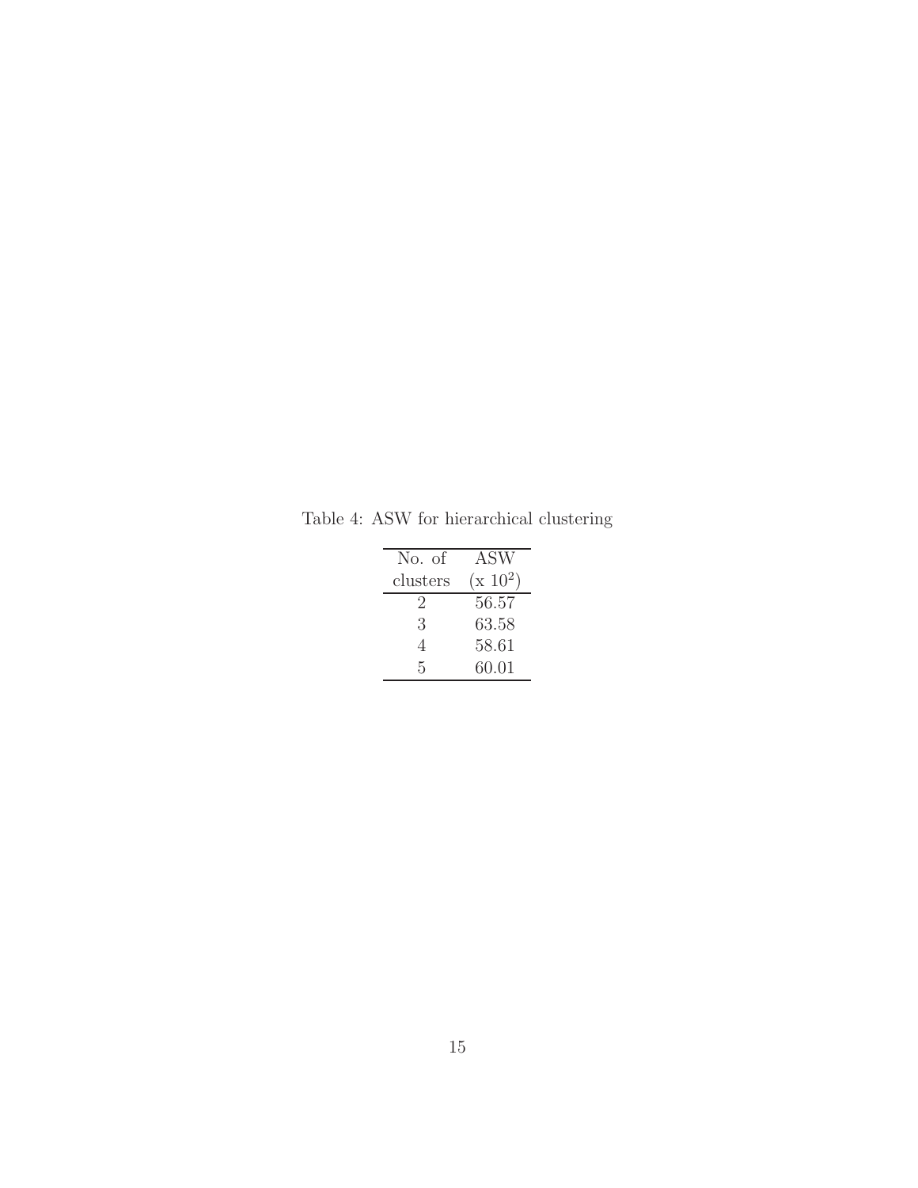Table 4: ASW for hierarchical clustering

| No. of clusters | ASW (x $10^2$) |
|---|---|
| 2 | 56.57 |
| 3 | 63.58 |
| 4 | 58.61 |
| 5 | 60.01 |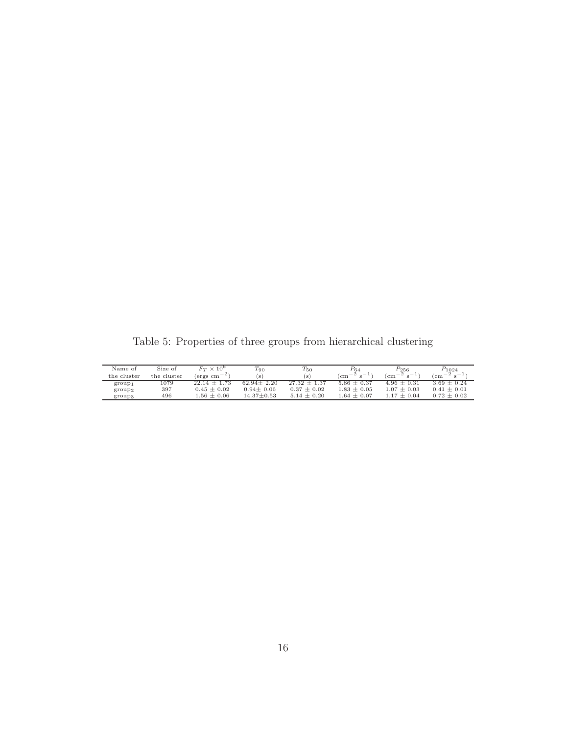Table 5: Properties of three groups from hierarchical clustering

| Name of the cluster | Size of the cluster | $F_T \times 10^6$ (ergs cm$^{-2}$) | $T_{90}$ (s) | $T_{50}$ (s) | $P_{64}$ (cm$^{-2}$ s$^{-1}$) | $P_{256}$ (cm$^{-2}$ s$^{-1}$) | $P_{1024}$ (cm$^{-2}$ s$^{-1}$) |
|---|---|---|---|---|---|---|---|
| group$_1$ | 1079 | 22.14 ± 1.73 | 62.94± 2.20 | 27.32 ± 1.37 | 5.86 ± 0.37 | 4.96 ± 0.31 | 3.69 ± 0.24 |
| group$_2$ | 397 | 0.45 ± 0.02 | 0.94± 0.06 | 0.37 ± 0.02 | 1.83 ± 0.05 | 1.07 ± 0.03 | 0.41 ± 0.01 |
| group$_3$ | 496 | 1.56 ± 0.06 | 14.37±0.53 | 5.14 ± 0.20 | 1.64 ± 0.07 | 1.17 ± 0.04 | 0.72 ± 0.02 |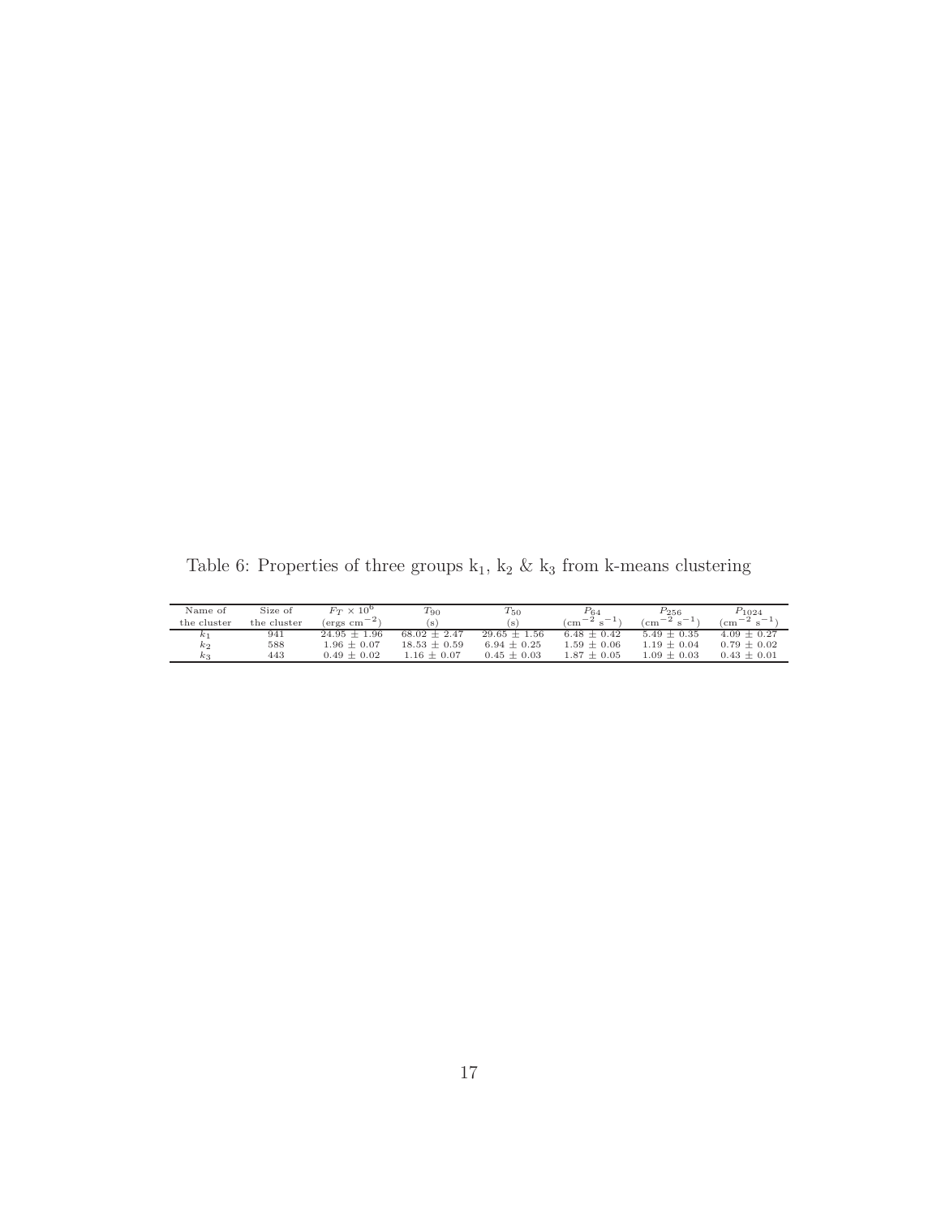Table 6: Properties of three groups $k_1$, $k_2$ & $k_3$ from k-means clustering

| Name of the cluster | Size of the cluster | $F_T \times 10^6$ (ergs cm$^{-2}$) | $T_{90}$ (s) | $T_{50}$ (s) | $P_{64}$ (cm$^{-2}$ s$^{-1}$) | $P_{256}$ (cm$^{-2}$ s$^{-1}$) | $P_{1024}$ (cm$^{-2}$ s$^{-1}$) |
|---|---|---|---|---|---|---|---|
| $k_1$ | 941 | 24.95 ± 1.96 | 68.02 ± 2.47 | 29.65 ± 1.56 | 6.48 ± 0.42 | 5.49 ± 0.35 | 4.09 ± 0.27 |
| $k_2$ | 588 | 1.96 ± 0.07 | 18.53 ± 0.59 | 6.94 ± 0.25 | 1.59 ± 0.06 | 1.19 ± 0.04 | 0.79 ± 0.02 |
| $k_3$ | 443 | 0.49 ± 0.02 | 1.16 ± 0.07 | 0.45 ± 0.03 | 1.87 ± 0.05 | 1.09 ± 0.03 | 0.43 ± 0.01 |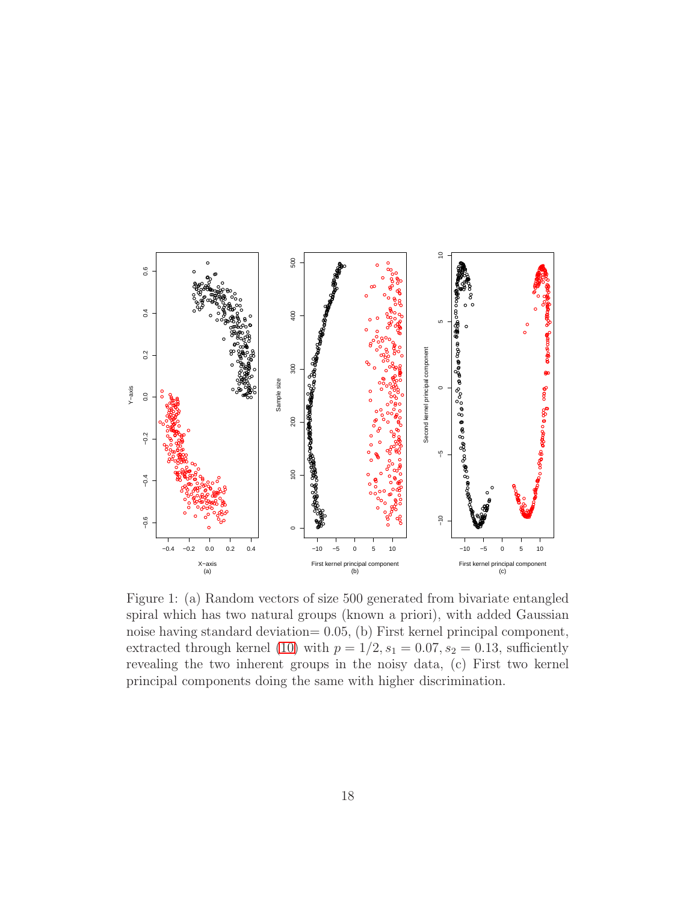Y−axis

0.6
0.4
0.2
0.0
−0.2
−0.4
−0.6

−0.4 −0.2 0.0 0.2 0.4

X−axis
(a)

Sample size

500
400
300
200
100
0

−10 −5 0 5 10

First kernel principal component
(b)

Second kernel principal component

10
5
0
−5
−10

−10 −5 0 5 10

First kernel principal component
(c)

Figure 1: (a) Random vectors of size 500 generated from bivariate entangled spiral which has two natural groups (known a priori), with added Gaussian noise having standard deviation= 0.05, (b) First kernel principal component, extracted through kernel (10) with $p = 1/2, s_1 = 0.07, s_2 = 0.13$, sufficiently revealing the two inherent groups in the noisy data, (c) First two kernel principal components doing the same with higher discrimination.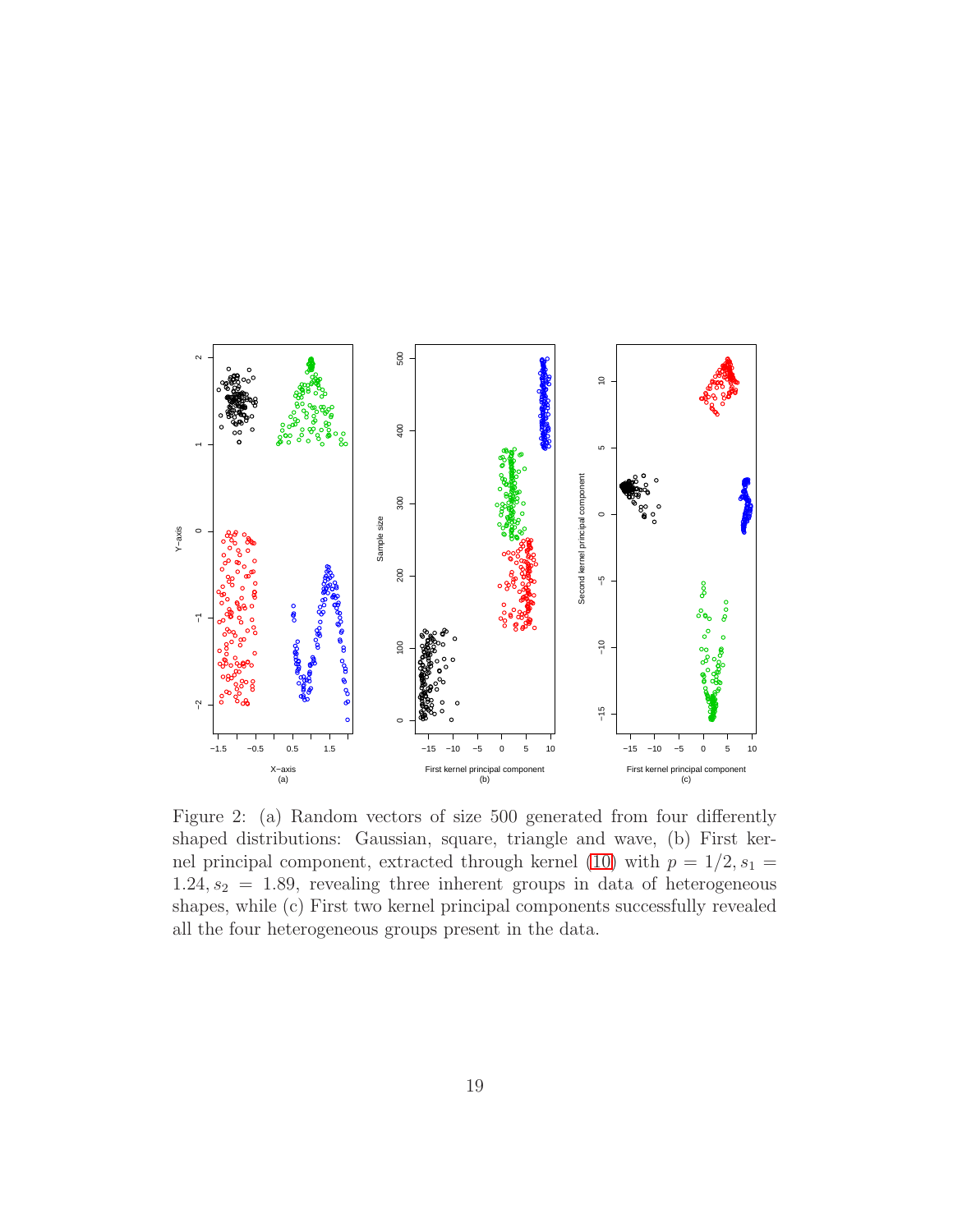X−axis
(a)

Y−axis

−1.5 −0.5 0.5 1.5

−2 −1 0 1 2

First kernel principal component
(b)

Sample size

−15 −10 −5 0 5 10

0 100 200 300 400 500

First kernel principal component
(c)

Second kernel principal component

−15 −10 −5 0 5 10

−15 −10 −5 0 5 10

Figure 2: (a) Random vectors of size 500 generated from four differently shaped distributions: Gaussian, square, triangle and wave, (b) First kernel principal component, extracted through kernel (10) with $p = 1/2, s_1 = 1.24, s_2 = 1.89$, revealing three inherent groups in data of heterogeneous shapes, while (c) First two kernel principal components successfully revealed all the four heterogeneous groups present in the data.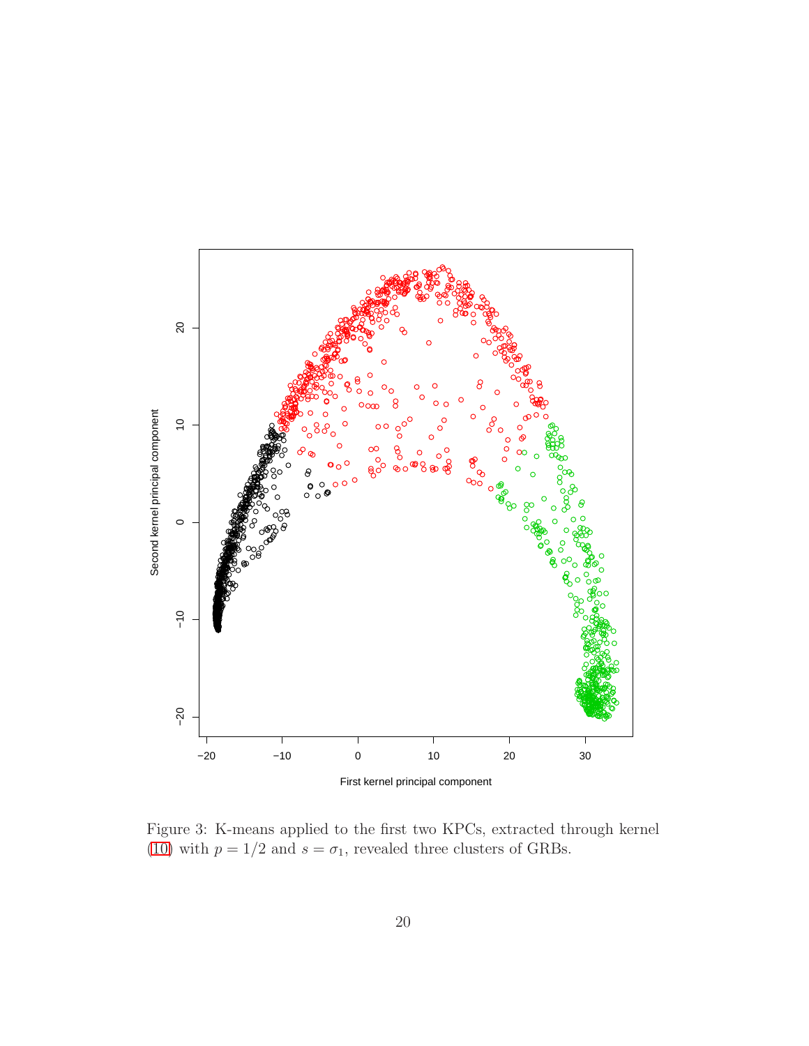Second kernel principal component

First kernel principal component

20
10
0
−10
−20

−20 −10 0 10 20 30

Figure 3: K-means applied to the first two KPCs, extracted through kernel (10) with $p = 1/2$ and $s = \sigma_1$, revealed three clusters of GRBs.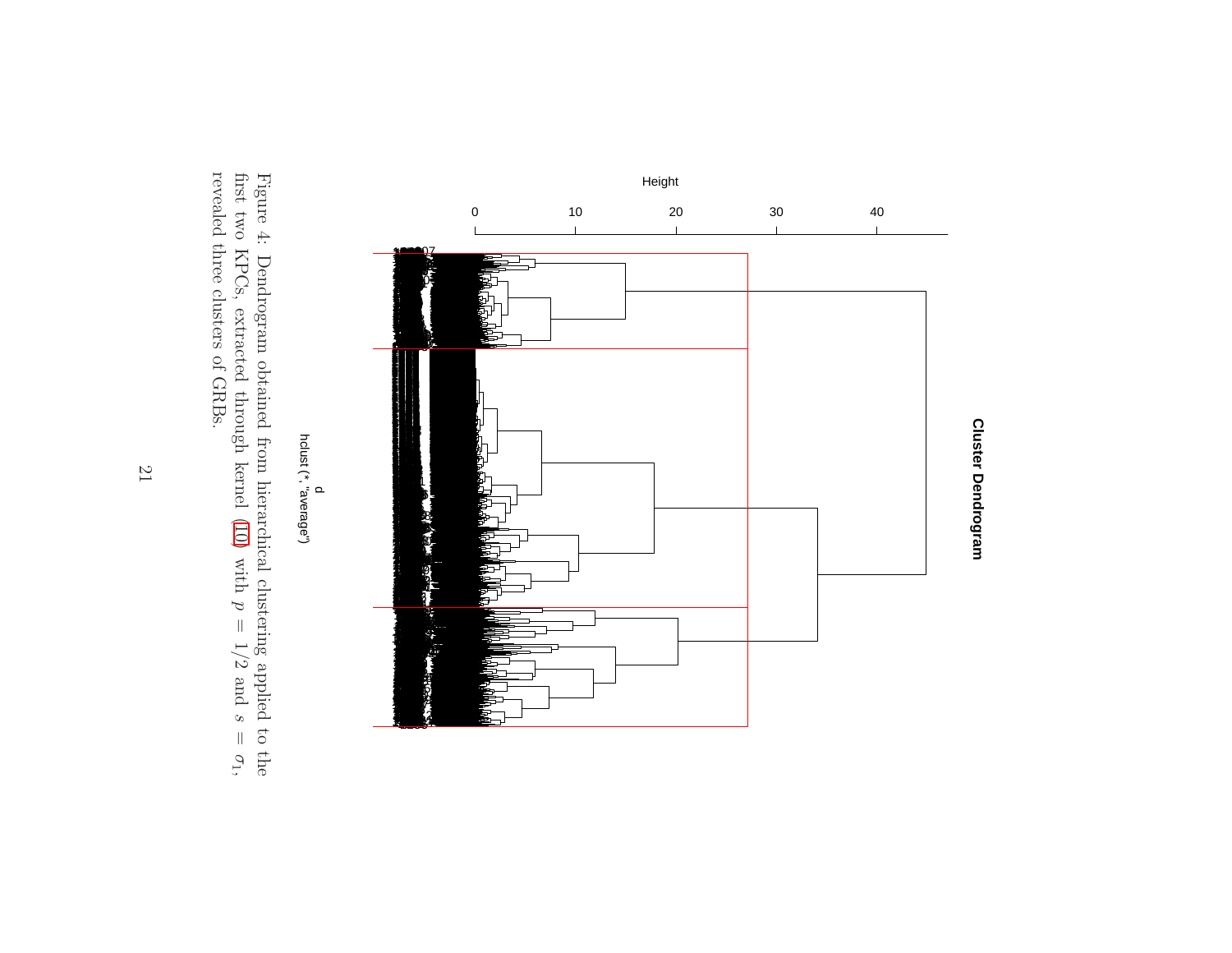Figure 4: Dendrogram obtained from hierarchical clustering applied to the first two KPCs, extracted through kernel (10) with $p = 1/2$ and $s = \sigma_1$, revealed three clusters of GRBs.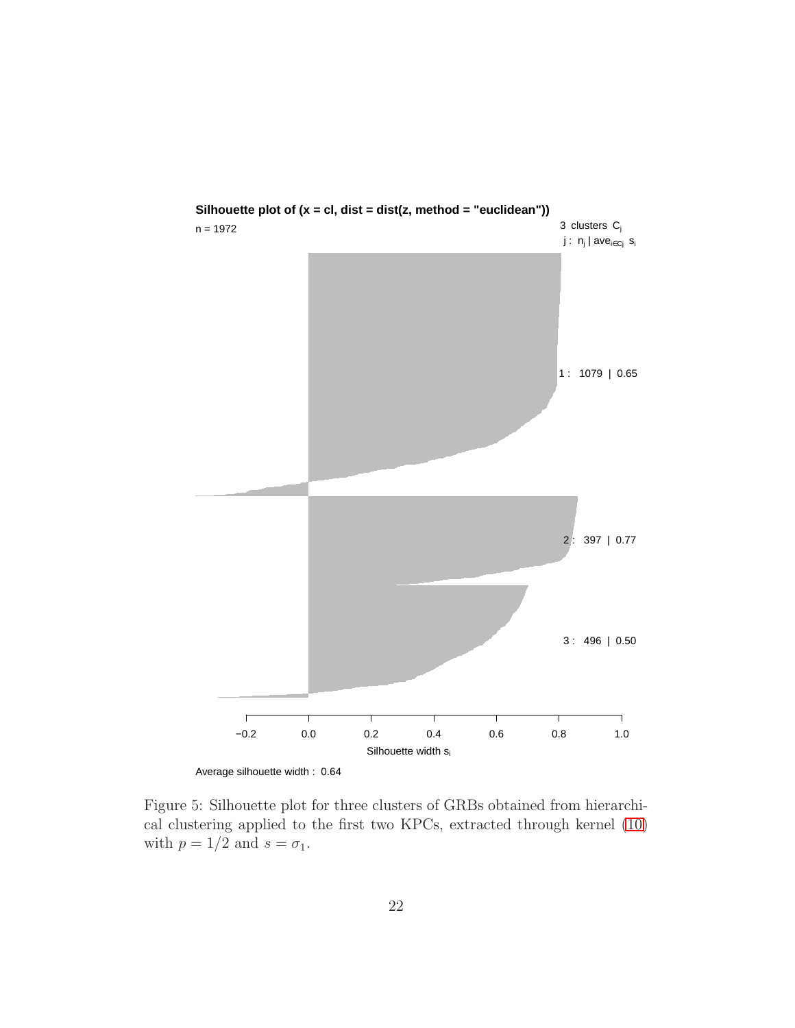Silhouette plot of (x = cl, dist = dist(z, method = "euclidean"))

n = 1972

3 clusters $C_j$

$j$ : $n_j$ | $ave_{i \in Cj}$ $s_i$

1 : 1079 | 0.65

2 : 397 | 0.77

3 : 496 | 0.50

−0.2 0.0 0.2 0.4 0.6 0.8 1.0

Silhouette width $s_i$

Average silhouette width : 0.64

Figure 5: Silhouette plot for three clusters of GRBs obtained from hierarchical clustering applied to the first two KPCs, extracted through kernel (10) with $p = 1/2$ and $s = \sigma_1$.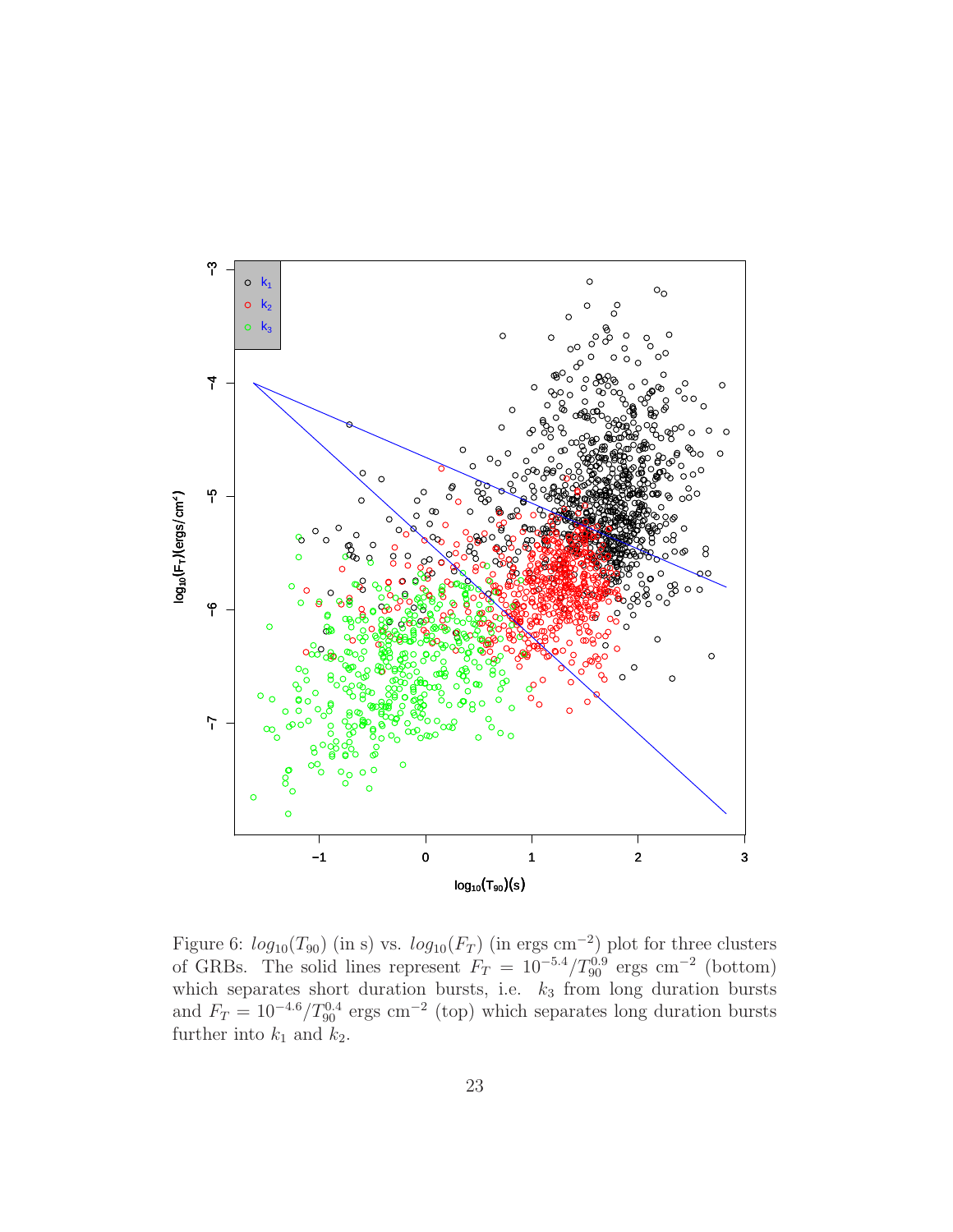Figure 6: $log_{10}(T_{90})$ (in s) vs. $log_{10}(F_T)$ (in ergs cm$^{-2}$) plot for three clusters of GRBs. The solid lines represent $F_T = 10^{-5.4}/T_{90}^{0.9}$ ergs cm$^{-2}$ (bottom) which separates short duration bursts, i.e. $k_3$ from long duration bursts and $F_T = 10^{-4.6}/T_{90}^{0.4}$ ergs cm$^{-2}$ (top) which separates long duration bursts further into $k_1$ and $k_2$.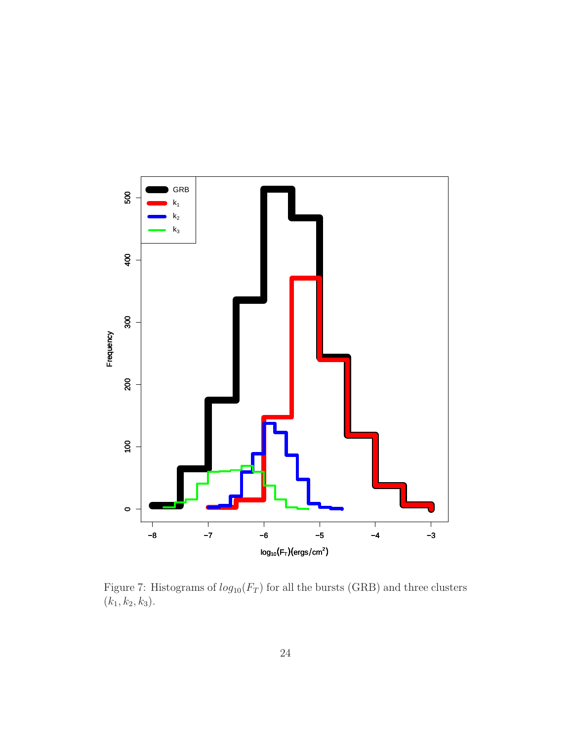GRB

$k_1$

$k_2$

$k_3$

Frequency

0

100

200

300

400

500

-8

-7

-6

-5

-4

-3

$\log_{10}(F_T)$(ergs/cm$^2$)

Figure 7: Histograms of $log_{10}(F_T)$ for all the bursts (GRB) and three clusters $(k_1, k_2, k_3)$.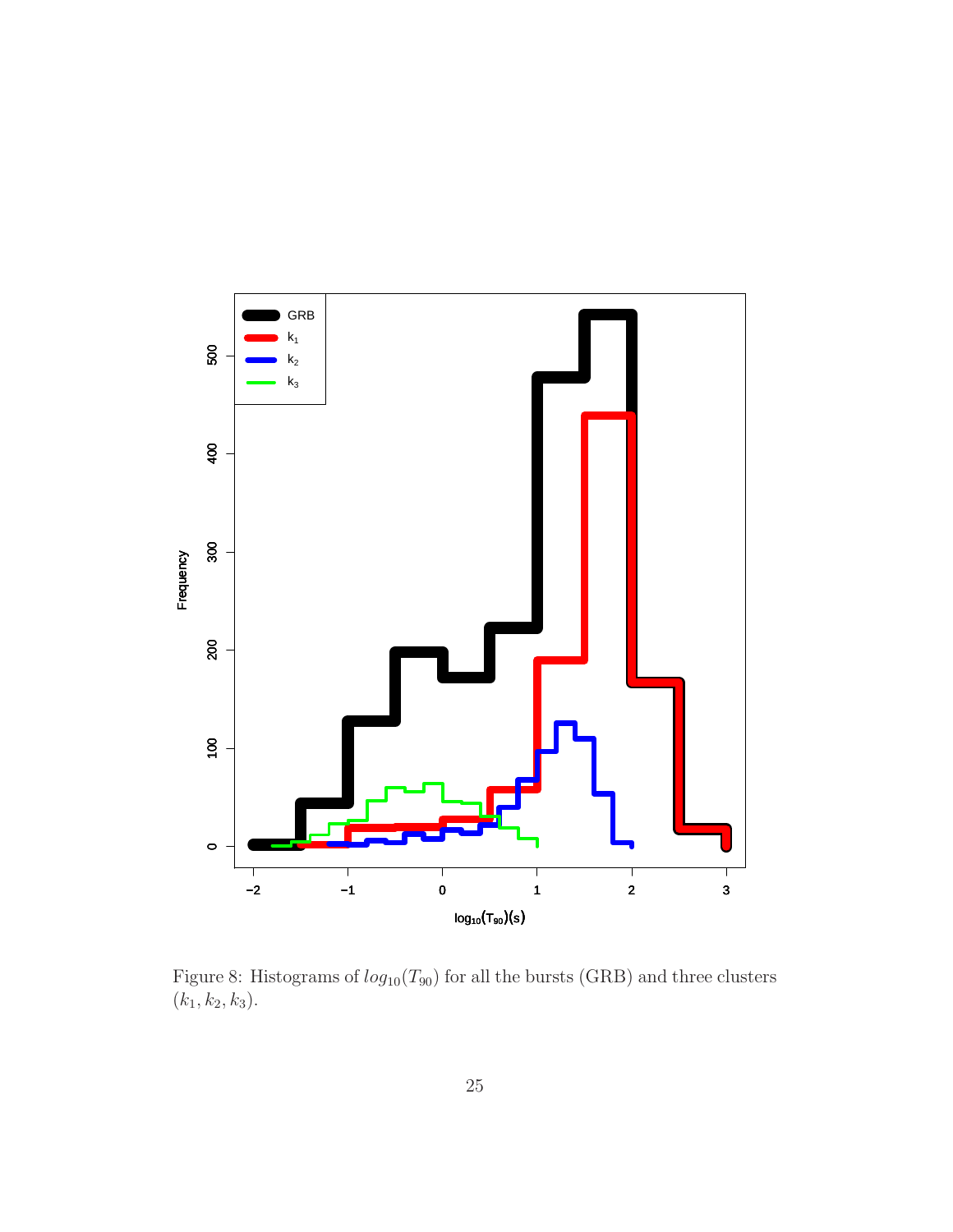GRB

$k_1$

$k_2$

$k_3$

Frequency

0

100

200

300

400

500

−2

−1

0

1

2

3

$\log_{10}(T_{90})$(s)

Figure 8: Histograms of $log_{10}(T_{90})$ for all the bursts (GRB) and three clusters $(k_1, k_2, k_3)$.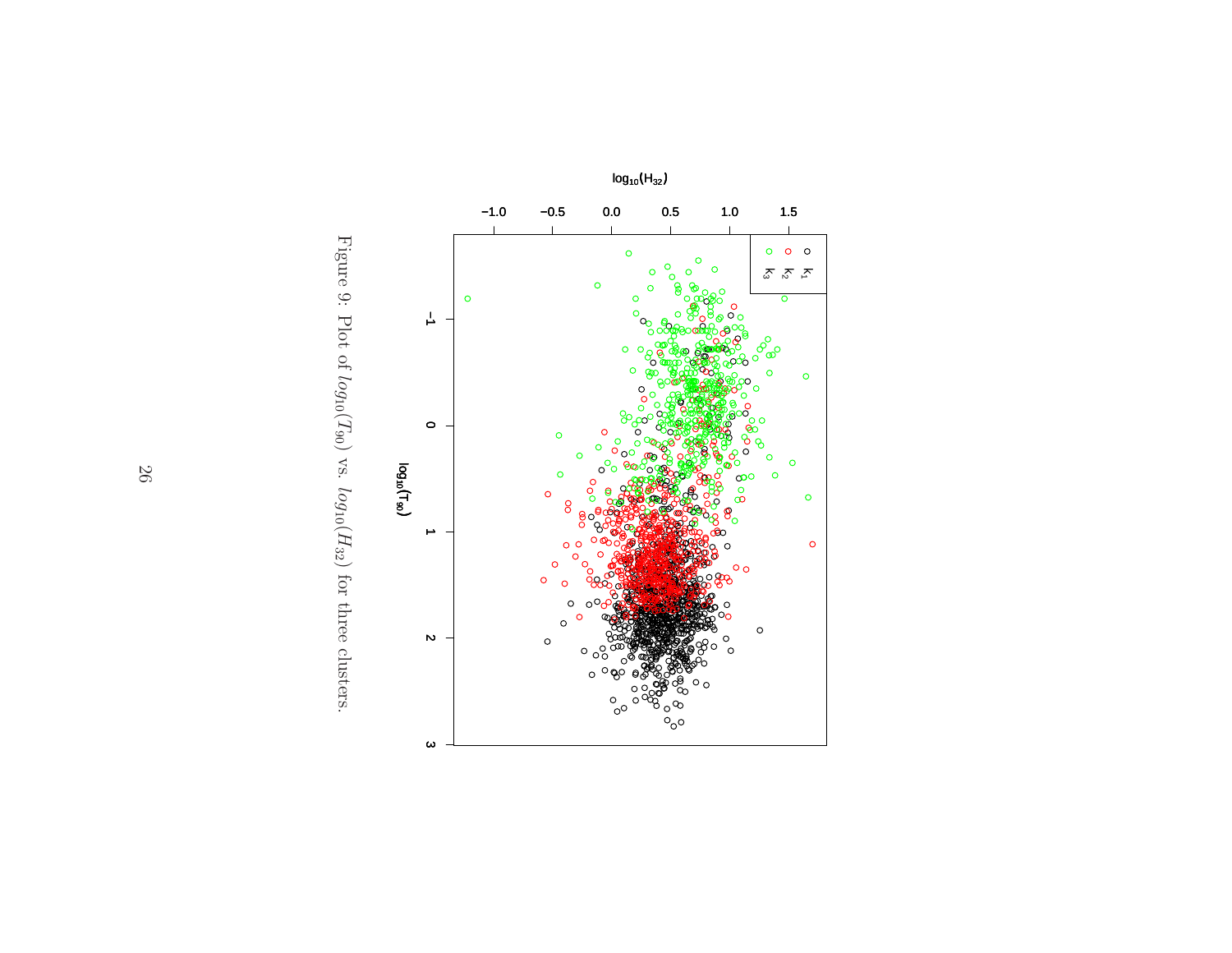log10(H32)

−1.0 −0.5 0.0 0.5 1.0 1.5

k1
k2
k3

−1 0 1 2 3

log10(T90)

Figure 9: Plot of $log_{10}(T_{90})$ vs. $log_{10}(H_{32})$ for three clusters.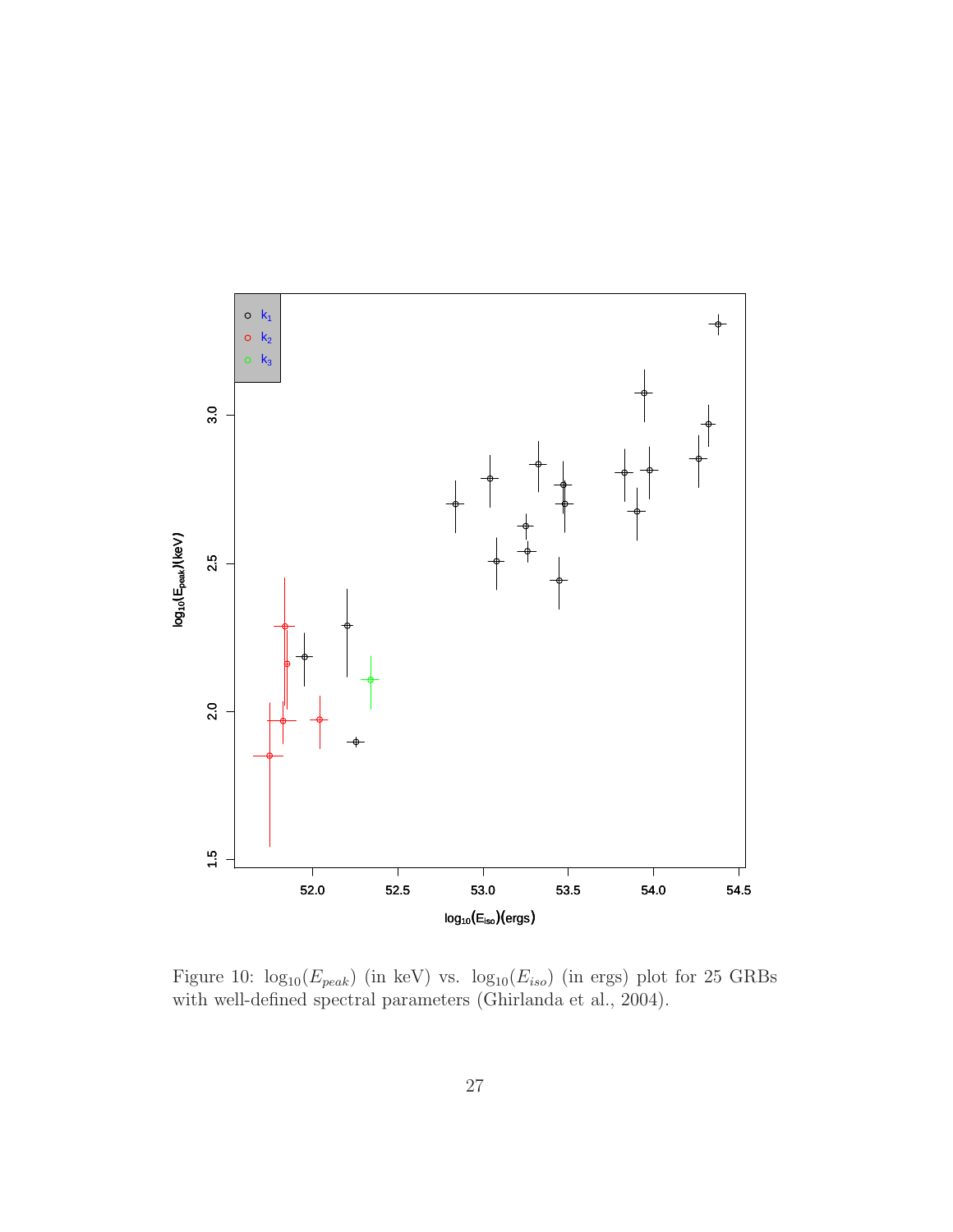k1
k2
k3

3.0
2.5
2.0
1.5

log10(Epeak)(keV)

52.0
52.5
53.0
53.5
54.0
54.5

log10(Eiso)(ergs)

Figure 10: $\log_{10}(E_{peak})$ (in keV) vs. $\log_{10}(E_{iso})$ (in ergs) plot for 25 GRBs with well-defined spectral parameters (Ghirlanda et al., 2004).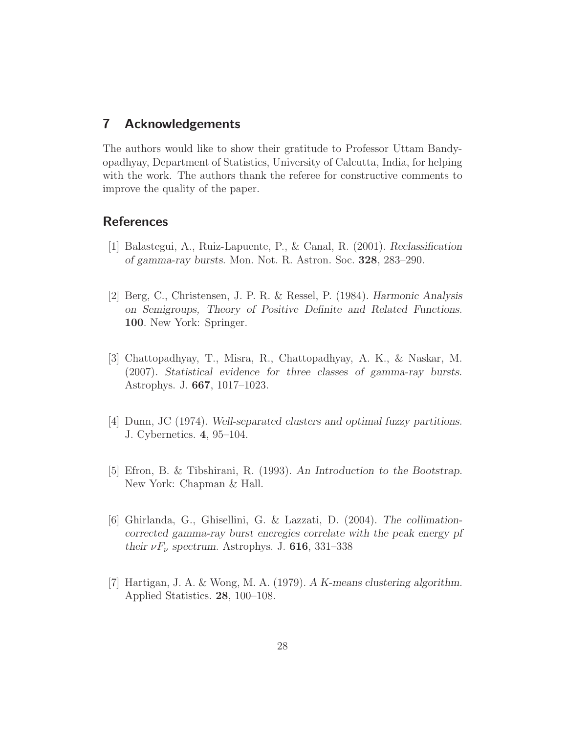## 7 Acknowledgements

The authors would like to show their gratitude to Professor Uttam Bandyopadhyay, Department of Statistics, University of Calcutta, India, for helping with the work. The authors thank the referee for constructive comments to improve the quality of the paper.

## References

[1] Balastegui, A., Ruiz-Lapuente, P., & Canal, R. (2001). *Reclassification of gamma-ray bursts.* Mon. Not. R. Astron. Soc. **328**, 283–290.

[2] Berg, C., Christensen, J. P. R. & Ressel, P. (1984). *Harmonic Analysis on Semigroups, Theory of Positive Definite and Related Functions.* **100**. New York: Springer.

[3] Chattopadhyay, T., Misra, R., Chattopadhyay, A. K., & Naskar, M. (2007). *Statistical evidence for three classes of gamma-ray bursts.* Astrophys. J. **667**, 1017–1023.

[4] Dunn, JC (1974). *Well-separated clusters and optimal fuzzy partitions.* J. Cybernetics. **4**, 95–104.

[5] Efron, B. & Tibshirani, R. (1993). *An Introduction to the Bootstrap.* New York: Chapman & Hall.

[6] Ghirlanda, G., Ghisellini, G. & Lazzati, D. (2004). *The collimation-corrected gamma-ray burst eneregies correlate with the peak energy pf their $\nu F_\nu$ spectrum.* Astrophys. J. **616**, 331–338

[7] Hartigan, J. A. & Wong, M. A. (1979). *A K-means clustering algorithm.* Applied Statistics. **28**, 100–108.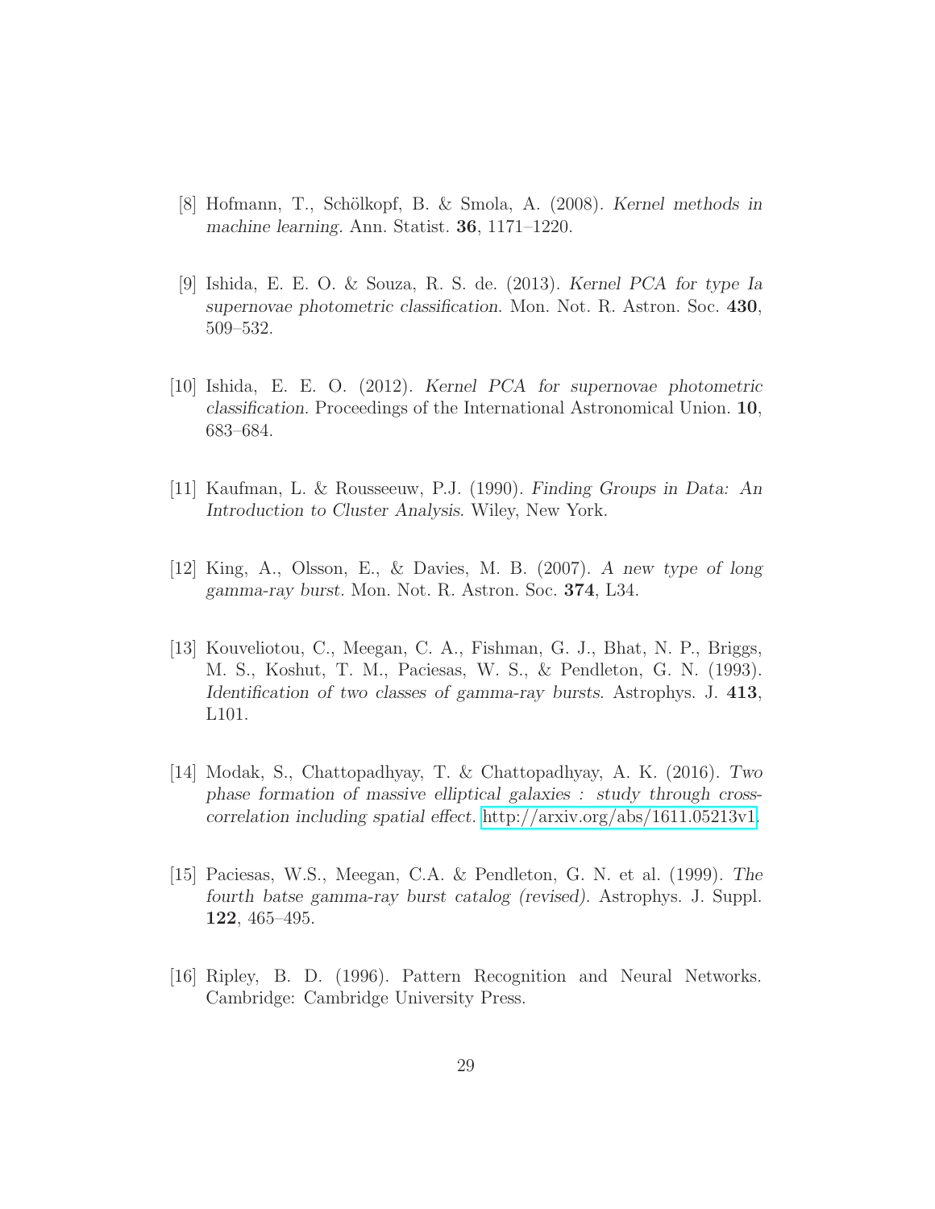[8] Hofmann, T., Schölkopf, B. & Smola, A. (2008). *Kernel methods in machine learning.* Ann. Statist. **36**, 1171–1220.

[9] Ishida, E. E. O. & Souza, R. S. de. (2013). *Kernel PCA for type Ia supernovae photometric classification.* Mon. Not. R. Astron. Soc. **430**, 509–532.

[10] Ishida, E. E. O. (2012). *Kernel PCA for supernovae photometric classification.* Proceedings of the International Astronomical Union. **10**, 683–684.

[11] Kaufman, L. & Rousseeuw, P.J. (1990). *Finding Groups in Data: An Introduction to Cluster Analysis.* Wiley, New York.

[12] King, A., Olsson, E., & Davies, M. B. (2007). *A new type of long gamma-ray burst.* Mon. Not. R. Astron. Soc. **374**, L34.

[13] Kouveliotou, C., Meegan, C. A., Fishman, G. J., Bhat, N. P., Briggs, M. S., Koshut, T. M., Paciesas, W. S., & Pendleton, G. N. (1993). *Identification of two classes of gamma-ray bursts.* Astrophys. J. **413**, L101.

[14] Modak, S., Chattopadhyay, T. & Chattopadhyay, A. K. (2016). *Two phase formation of massive elliptical galaxies : study through cross-correlation including spatial effect.* http://arxiv.org/abs/1611.05213v1.

[15] Paciesas, W.S., Meegan, C.A. & Pendleton, G. N. et al. (1999). *The fourth batse gamma-ray burst catalog (revised).* Astrophys. J. Suppl. **122**, 465–495.

[16] Ripley, B. D. (1996). Pattern Recognition and Neural Networks. Cambridge: Cambridge University Press.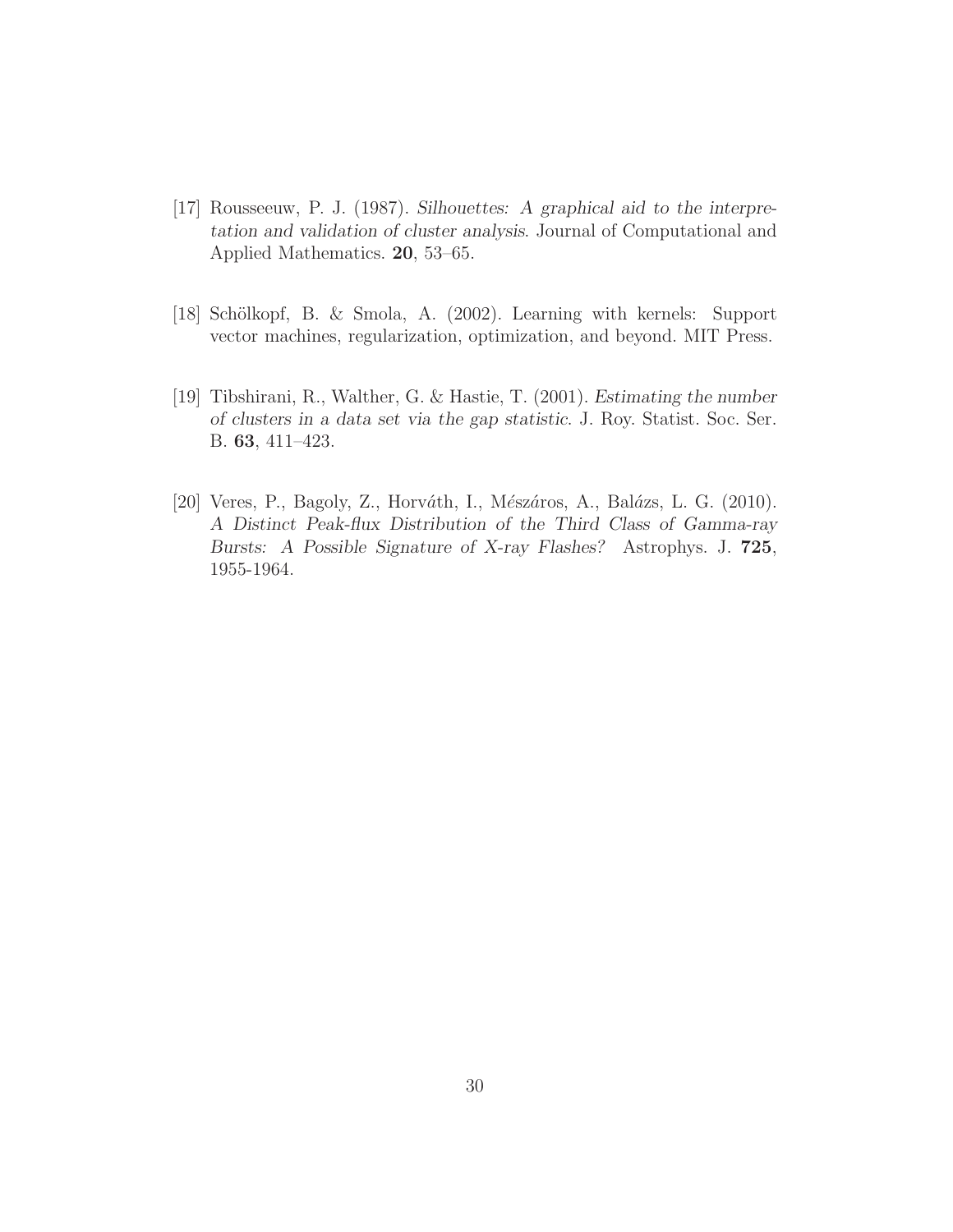[17] Rousseeuw, P. J. (1987). *Silhouettes: A graphical aid to the interpretation and validation of cluster analysis*. Journal of Computational and Applied Mathematics. **20**, 53–65.

[18] Schölkopf, B. & Smola, A. (2002). Learning with kernels: Support vector machines, regularization, optimization, and beyond. MIT Press.

[19] Tibshirani, R., Walther, G. & Hastie, T. (2001). *Estimating the number of clusters in a data set via the gap statistic*. J. Roy. Statist. Soc. Ser. B. **63**, 411–423.

[20] Veres, P., Bagoly, Z., Horváth, I., Mészáros, A., Balázs, L. G. (2010). *A Distinct Peak-flux Distribution of the Third Class of Gamma-ray Bursts: A Possible Signature of X-ray Flashes?* Astrophys. J. **725**, 1955-1964.